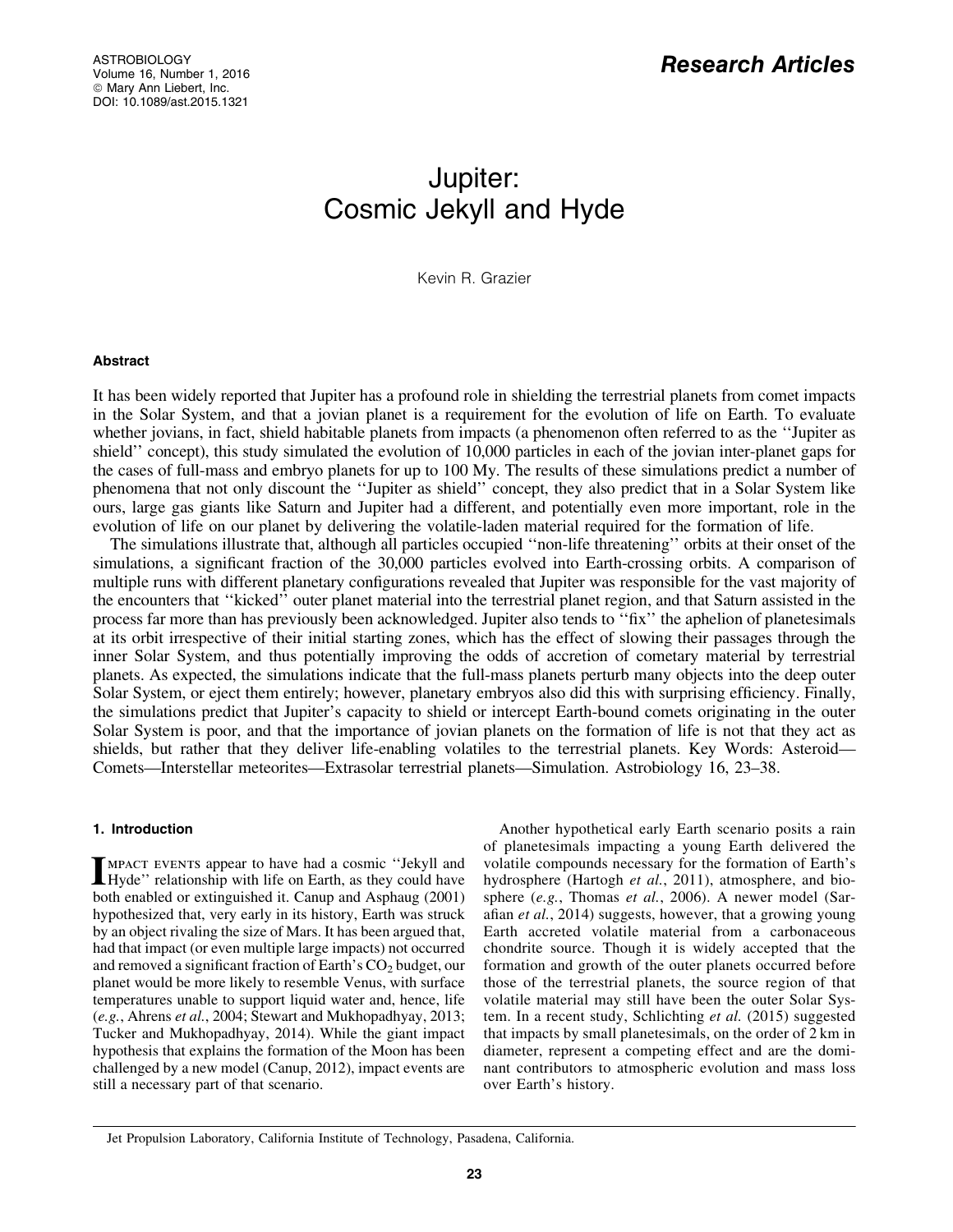# Jupiter: Cosmic Jekyll and Hyde

Kevin R. Grazier

### Abstract

It has been widely reported that Jupiter has a profound role in shielding the terrestrial planets from comet impacts in the Solar System, and that a jovian planet is a requirement for the evolution of life on Earth. To evaluate whether jovians, in fact, shield habitable planets from impacts (a phenomenon often referred to as the ''Jupiter as shield'' concept), this study simulated the evolution of 10,000 particles in each of the jovian inter-planet gaps for the cases of full-mass and embryo planets for up to 100 My. The results of these simulations predict a number of phenomena that not only discount the ''Jupiter as shield'' concept, they also predict that in a Solar System like ours, large gas giants like Saturn and Jupiter had a different, and potentially even more important, role in the evolution of life on our planet by delivering the volatile-laden material required for the formation of life.

The simulations illustrate that, although all particles occupied ''non-life threatening'' orbits at their onset of the simulations, a significant fraction of the 30,000 particles evolved into Earth-crossing orbits. A comparison of multiple runs with different planetary configurations revealed that Jupiter was responsible for the vast majority of the encounters that ''kicked'' outer planet material into the terrestrial planet region, and that Saturn assisted in the process far more than has previously been acknowledged. Jupiter also tends to ''fix'' the aphelion of planetesimals at its orbit irrespective of their initial starting zones, which has the effect of slowing their passages through the inner Solar System, and thus potentially improving the odds of accretion of cometary material by terrestrial planets. As expected, the simulations indicate that the full-mass planets perturb many objects into the deep outer Solar System, or eject them entirely; however, planetary embryos also did this with surprising efficiency. Finally, the simulations predict that Jupiter's capacity to shield or intercept Earth-bound comets originating in the outer Solar System is poor, and that the importance of jovian planets on the formation of life is not that they act as shields, but rather that they deliver life-enabling volatiles to the terrestrial planets. Key Words: Asteroid—Comets—Interstellar meteorites—Extrasolar terrestrial planets—Simulation. Astrobiology 16, 23–38.

### 1. Introduction

Impact events appear to have had a cosmic ''Jekyll and Hyde'' relationship with life on Earth, as they could have both enabled or extinguished it. Canup and Asphaug (2001) hypothesized that, very early in its history, Earth was struck by an object rivaling the size of Mars. It has been argued that, had that impact (or even multiple large impacts) not occurred and removed a significant fraction of Earth's $CO_2$ budget, our planet would be more likely to resemble Venus, with surface temperatures unable to support liquid water and, hence, life (*e.g.*, Ahrens *et al.*, 2004; Stewart and Mukhopadhyay, 2013; Tucker and Mukhopadhyay, 2014). While the giant impact hypothesis that explains the formation of the Moon has been challenged by a new model (Canup, 2012), impact events are still a necessary part of that scenario.

Another hypothetical early Earth scenario posits a rain of planetesimals impacting a young Earth delivered the volatile compounds necessary for the formation of Earth's hydrosphere (Hartogh *et al.*, 2011), atmosphere, and biosphere (*e.g.*, Thomas *et al.*, 2006). A newer model (Sarafian *et al.*, 2014) suggests, however, that a growing young Earth accreted volatile material from a carbonaceous chondrite source. Though it is widely accepted that the formation and growth of the outer planets occurred before those of the terrestrial planets, the source region of that volatile material may still have been the outer Solar System. In a recent study, Schlichting *et al.* (2015) suggested that impacts by small planetesimals, on the order of 2 km in diameter, represent a competing effect and are the dominant contributors to atmospheric evolution and mass loss over Earth's history.

Jet Propulsion Laboratory, California Institute of Technology, Pasadena, California.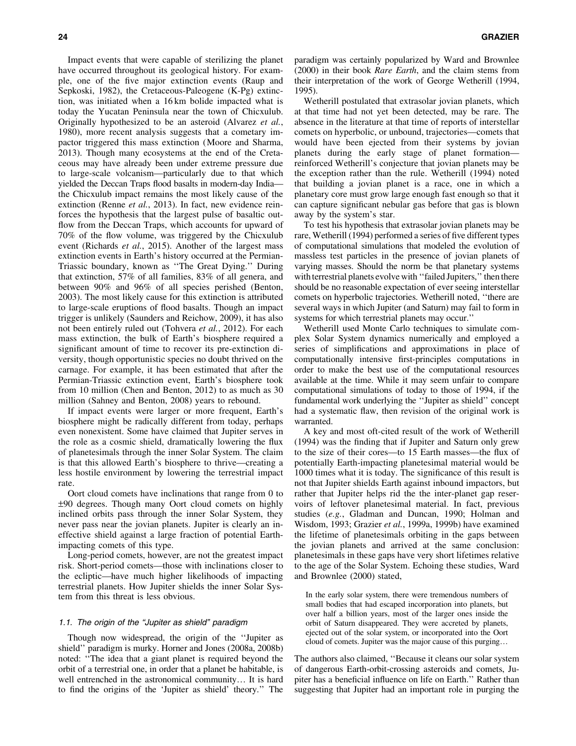Impact events that were capable of sterilizing the planet have occurred throughout its geological history. For example, one of the five major extinction events (Raup and Sepkoski, 1982), the Cretaceous-Paleogene (K-Pg) extinction, was initiated when a 16 km bolide impacted what is today the Yucatan Peninsula near the town of Chicxulub. Originally hypothesized to be an asteroid (Alvarez *et al.*, 1980), more recent analysis suggests that a cometary impactor triggered this mass extinction (Moore and Sharma, 2013). Though many ecosystems at the end of the Cretaceous may have already been under extreme pressure due to large-scale volcanism—particularly due to that which yielded the Deccan Traps flood basalts in modern-day India—the Chicxulub impact remains the most likely cause of the extinction (Renne *et al.*, 2013). In fact, new evidence reinforces the hypothesis that the largest pulse of basaltic outflow from the Deccan Traps, which accounts for upward of 70% of the flow volume, was triggered by the Chicxulub event (Richards *et al.*, 2015). Another of the largest mass extinction events in Earth's history occurred at the Permian-Triassic boundary, known as ''The Great Dying.'' During that extinction, 57% of all families, 83% of all genera, and between 90% and 96% of all species perished (Benton, 2003). The most likely cause for this extinction is attributed to large-scale eruptions of flood basalts. Though an impact trigger is unlikely (Saunders and Reichow, 2009), it has also not been entirely ruled out (Tohvera *et al.*, 2012). For each mass extinction, the bulk of Earth's biosphere required a significant amount of time to recover its pre-extinction diversity, though opportunistic species no doubt thrived on the carnage. For example, it has been estimated that after the Permian-Triassic extinction event, Earth's biosphere took from 10 million (Chen and Benton, 2012) to as much as 30 million (Sahney and Benton, 2008) years to rebound.

If impact events were larger or more frequent, Earth's biosphere might be radically different from today, perhaps even nonexistent. Some have claimed that Jupiter serves in the role as a cosmic shield, dramatically lowering the flux of planetesimals through the inner Solar System. The claim is that this allowed Earth's biosphere to thrive—creating a less hostile environment by lowering the terrestrial impact rate.

Oort cloud comets have inclinations that range from 0 to ±90 degrees. Though many Oort cloud comets on highly inclined orbits pass through the inner Solar System, they never pass near the jovian planets. Jupiter is clearly an ineffective shield against a large fraction of potential Earth-impacting comets of this type.

Long-period comets, however, are not the greatest impact risk. Short-period comets—those with inclinations closer to the ecliptic—have much higher likelihoods of impacting terrestrial planets. How Jupiter shields the inner Solar System from this threat is less obvious.

### 1.1. The origin of the "Jupiter as shield" paradigm

Though now widespread, the origin of the ''Jupiter as shield'' paradigm is murky. Horner and Jones (2008a, 2008b) noted: ''The idea that a giant planet is required beyond the orbit of a terrestrial one, in order that a planet be habitable, is well entrenched in the astronomical community… It is hard to find the origins of the 'Jupiter as shield' theory.'' The paradigm was certainly popularized by Ward and Brownlee (2000) in their book *Rare Earth*, and the claim stems from their interpretation of the work of George Wetherill (1994, 1995).

Wetherill postulated that extrasolar jovian planets, which at that time had not yet been detected, may be rare. The absence in the literature at that time of reports of interstellar comets on hyperbolic, or unbound, trajectories—comets that would have been ejected from their systems by jovian planets during the early stage of planet formation—reinforced Wetherill's conjecture that jovian planets may be the exception rather than the rule. Wetherill (1994) noted that building a jovian planet is a race, one in which a planetary core must grow large enough fast enough so that it can capture significant nebular gas before that gas is blown away by the system's star.

To test his hypothesis that extrasolar jovian planets may be rare, Wetherill (1994) performed a series of five different types of computational simulations that modeled the evolution of massless test particles in the presence of jovian planets of varying masses. Should the norm be that planetary systems with terrestrial planets evolve with ''failed Jupiters,'' then there should be no reasonable expectation of ever seeing interstellar comets on hyperbolic trajectories. Wetherill noted, ''there are several ways in which Jupiter (and Saturn) may fail to form in systems for which terrestrial planets may occur.''

Wetherill used Monte Carlo techniques to simulate complex Solar System dynamics numerically and employed a series of simplifications and approximations in place of computationally intensive first-principles computations in order to make the best use of the computational resources available at the time. While it may seem unfair to compare computational simulations of today to those of 1994, if the fundamental work underlying the ''Jupiter as shield'' concept had a systematic flaw, then revision of the original work is warranted.

A key and most oft-cited result of the work of Wetherill (1994) was the finding that if Jupiter and Saturn only grew to the size of their cores—to 15 Earth masses—the flux of potentially Earth-impacting planetesimal material would be 1000 times what it is today. The significance of this result is not that Jupiter shields Earth against inbound impactors, but rather that Jupiter helps rid the the inter-planet gap reservoirs of leftover planetesimal material. In fact, previous studies (*e.g.*, Gladman and Duncan, 1990; Holman and Wisdom, 1993; Grazier *et al.*, 1999a, 1999b) have examined the lifetime of planetesimals orbiting in the gaps between the jovian planets and arrived at the same conclusion: planetesimals in these gaps have very short lifetimes relative to the age of the Solar System. Echoing these studies, Ward and Brownlee (2000) stated,

> In the early solar system, there were tremendous numbers of small bodies that had escaped incorporation into planets, but over half a billion years, most of the larger ones inside the orbit of Saturn disappeared. They were accreted by planets, ejected out of the solar system, or incorporated into the Oort cloud of comets. Jupiter was the major cause of this purging…

The authors also claimed, ''Because it cleans our solar system of dangerous Earth-orbit-crossing asteroids and comets, Jupiter has a beneficial influence on life on Earth.'' Rather than suggesting that Jupiter had an important role in purging the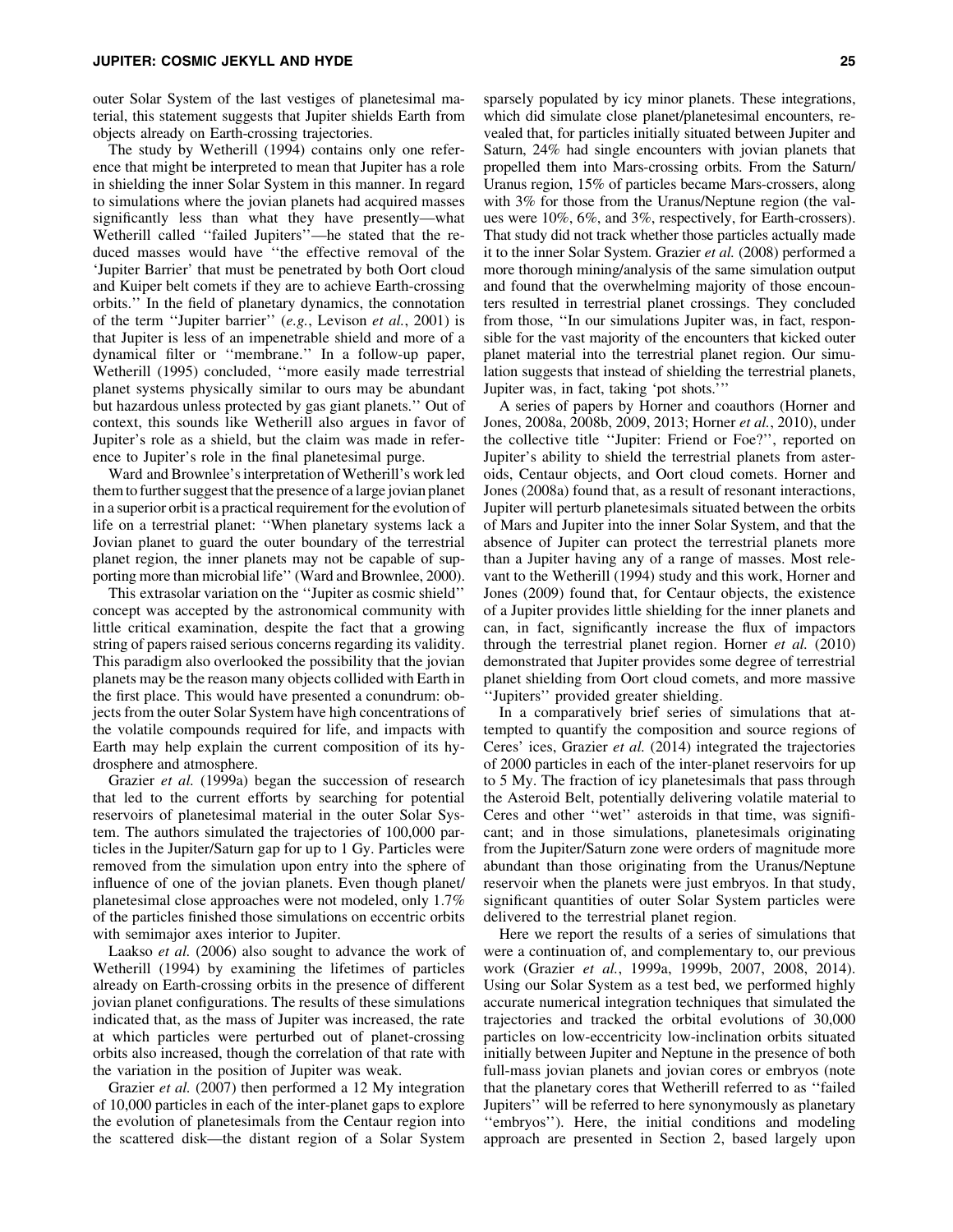outer Solar System of the last vestiges of planetesimal material, this statement suggests that Jupiter shields Earth from objects already on Earth-crossing trajectories.

The study by Wetherill (1994) contains only one reference that might be interpreted to mean that Jupiter has a role in shielding the inner Solar System in this manner. In regard to simulations where the jovian planets had acquired masses significantly less than what they have presently—what Wetherill called ''failed Jupiters''—he stated that the reduced masses would have ''the effective removal of the 'Jupiter Barrier' that must be penetrated by both Oort cloud and Kuiper belt comets if they are to achieve Earth-crossing orbits.'' In the field of planetary dynamics, the connotation of the term ''Jupiter barrier'' (*e.g.*, Levison *et al.*, 2001) is that Jupiter is less of an impenetrable shield and more of a dynamical filter or ''membrane.'' In a follow-up paper, Wetherill (1995) concluded, ''more easily made terrestrial planet systems physically similar to ours may be abundant but hazardous unless protected by gas giant planets.'' Out of context, this sounds like Wetherill also argues in favor of Jupiter's role as a shield, but the claim was made in reference to Jupiter's role in the final planetesimal purge.

Ward and Brownlee's interpretation of Wetherill's work led them to further suggest that the presence of a large jovian planet in a superior orbit is a practical requirement for the evolution of life on a terrestrial planet: ''When planetary systems lack a Jovian planet to guard the outer boundary of the terrestrial planet region, the inner planets may not be capable of supporting more than microbial life'' (Ward and Brownlee, 2000).

This extrasolar variation on the ''Jupiter as cosmic shield'' concept was accepted by the astronomical community with little critical examination, despite the fact that a growing string of papers raised serious concerns regarding its validity. This paradigm also overlooked the possibility that the jovian planets may be the reason many objects collided with Earth in the first place. This would have presented a conundrum: objects from the outer Solar System have high concentrations of the volatile compounds required for life, and impacts with Earth may help explain the current composition of its hydrosphere and atmosphere.

Grazier *et al.* (1999a) began the succession of research that led to the current efforts by searching for potential reservoirs of planetesimal material in the outer Solar System. The authors simulated the trajectories of 100,000 particles in the Jupiter/Saturn gap for up to 1 Gy. Particles were removed from the simulation upon entry into the sphere of influence of one of the jovian planets. Even though planet/planetesimal close approaches were not modeled, only 1.7% of the particles finished those simulations on eccentric orbits with semimajor axes interior to Jupiter.

Laakso *et al.* (2006) also sought to advance the work of Wetherill (1994) by examining the lifetimes of particles already on Earth-crossing orbits in the presence of different jovian planet configurations. The results of these simulations indicated that, as the mass of Jupiter was increased, the rate at which particles were perturbed out of planet-crossing orbits also increased, though the correlation of that rate with the variation in the position of Jupiter was weak.

Grazier *et al.* (2007) then performed a 12 My integration of 10,000 particles in each of the inter-planet gaps to explore the evolution of planetesimals from the Centaur region into the scattered disk—the distant region of a Solar System sparsely populated by icy minor planets. These integrations, which did simulate close planet/planetesimal encounters, revealed that, for particles initially situated between Jupiter and Saturn, 24% had single encounters with jovian planets that propelled them into Mars-crossing orbits. From the Saturn/Uranus region, 15% of particles became Mars-crossers, along with 3% for those from the Uranus/Neptune region (the values were 10%, 6%, and 3%, respectively, for Earth-crossers). That study did not track whether those particles actually made it to the inner Solar System. Grazier *et al.* (2008) performed a more thorough mining/analysis of the same simulation output and found that the overwhelming majority of those encounters resulted in terrestrial planet crossings. They concluded from those, ''In our simulations Jupiter was, in fact, responsible for the vast majority of the encounters that kicked outer planet material into the terrestrial planet region. Our simulation suggests that instead of shielding the terrestrial planets, Jupiter was, in fact, taking 'pot shots.'''

A series of papers by Horner and coauthors (Horner and Jones, 2008a, 2008b, 2009, 2013; Horner *et al.*, 2010), under the collective title ''Jupiter: Friend or Foe?'', reported on Jupiter's ability to shield the terrestrial planets from asteroids, Centaur objects, and Oort cloud comets. Horner and Jones (2008a) found that, as a result of resonant interactions, Jupiter will perturb planetesimals situated between the orbits of Mars and Jupiter into the inner Solar System, and that the absence of Jupiter can protect the terrestrial planets more than a Jupiter having any of a range of masses. Most relevant to the Wetherill (1994) study and this work, Horner and Jones (2009) found that, for Centaur objects, the existence of a Jupiter provides little shielding for the inner planets and can, in fact, significantly increase the flux of impactors through the terrestrial planet region. Horner *et al.* (2010) demonstrated that Jupiter provides some degree of terrestrial planet shielding from Oort cloud comets, and more massive ''Jupiters'' provided greater shielding.

In a comparatively brief series of simulations that attempted to quantify the composition and source regions of Ceres' ices, Grazier *et al.* (2014) integrated the trajectories of 2000 particles in each of the inter-planet reservoirs for up to 5 My. The fraction of icy planetesimals that pass through the Asteroid Belt, potentially delivering volatile material to Ceres and other ''wet'' asteroids in that time, was significant; and in those simulations, planetesimals originating from the Jupiter/Saturn zone were orders of magnitude more abundant than those originating from the Uranus/Neptune reservoir when the planets were just embryos. In that study, significant quantities of outer Solar System particles were delivered to the terrestrial planet region.

Here we report the results of a series of simulations that were a continuation of, and complementary to, our previous work (Grazier *et al.*, 1999a, 1999b, 2007, 2008, 2014). Using our Solar System as a test bed, we performed highly accurate numerical integration techniques that simulated the trajectories and tracked the orbital evolutions of 30,000 particles on low-eccentricity low-inclination orbits situated initially between Jupiter and Neptune in the presence of both full-mass jovian planets and jovian cores or embryos (note that the planetary cores that Wetherill referred to as ''failed Jupiters'' will be referred to here synonymously as planetary ''embryos''). Here, the initial conditions and modeling approach are presented in Section 2, based largely upon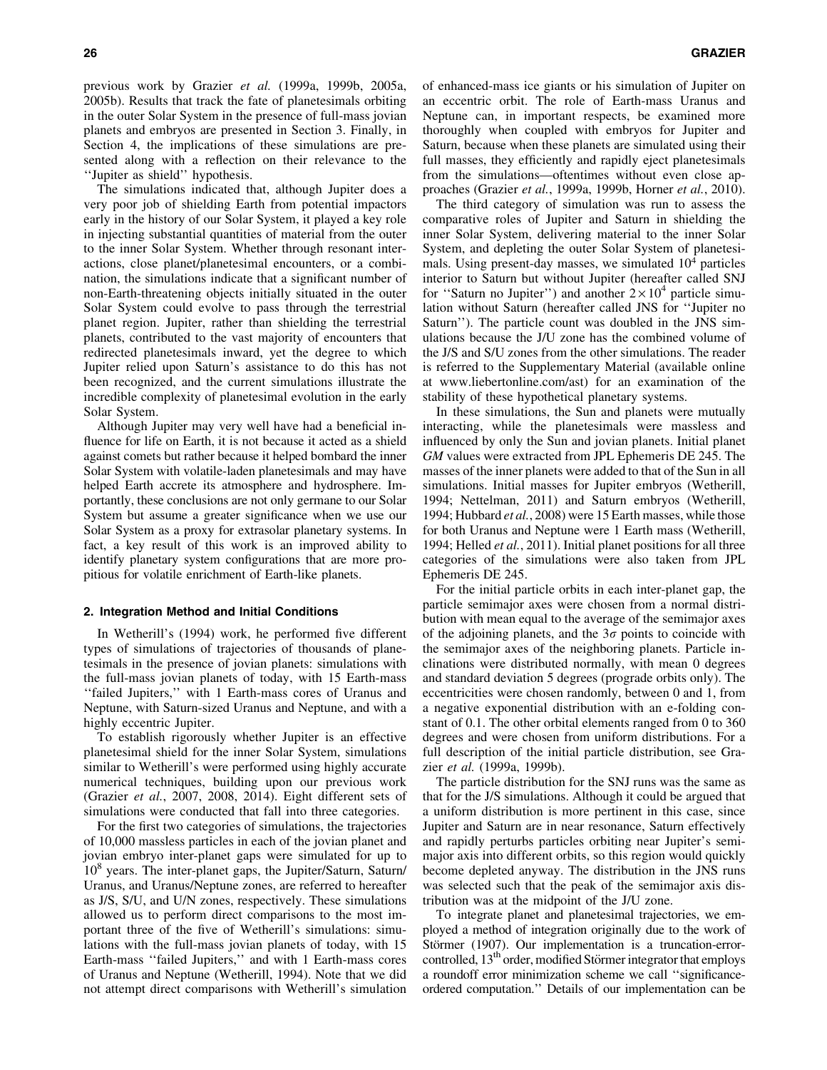previous work by Grazier *et al.* (1999a, 1999b, 2005a, 2005b). Results that track the fate of planetesimals orbiting in the outer Solar System in the presence of full-mass jovian planets and embryos are presented in Section 3. Finally, in Section 4, the implications of these simulations are presented along with a reflection on their relevance to the ''Jupiter as shield'' hypothesis.

The simulations indicated that, although Jupiter does a very poor job of shielding Earth from potential impactors early in the history of our Solar System, it played a key role in injecting substantial quantities of material from the outer to the inner Solar System. Whether through resonant interactions, close planet/planetesimal encounters, or a combination, the simulations indicate that a significant number of non-Earth-threatening objects initially situated in the outer Solar System could evolve to pass through the terrestrial planet region. Jupiter, rather than shielding the terrestrial planets, contributed to the vast majority of encounters that redirected planetesimals inward, yet the degree to which Jupiter relied upon Saturn's assistance to do this has not been recognized, and the current simulations illustrate the incredible complexity of planetesimal evolution in the early Solar System.

Although Jupiter may very well have had a beneficial influence for life on Earth, it is not because it acted as a shield against comets but rather because it helped bombard the inner Solar System with volatile-laden planetesimals and may have helped Earth accrete its atmosphere and hydrosphere. Importantly, these conclusions are not only germane to our Solar System but assume a greater significance when we use our Solar System as a proxy for extrasolar planetary systems. In fact, a key result of this work is an improved ability to identify planetary system configurations that are more propitious for volatile enrichment of Earth-like planets.

## 2. Integration Method and Initial Conditions

In Wetherill's (1994) work, he performed five different types of simulations of trajectories of thousands of planetesimals in the presence of jovian planets: simulations with the full-mass jovian planets of today, with 15 Earth-mass ''failed Jupiters,'' with 1 Earth-mass cores of Uranus and Neptune, with Saturn-sized Uranus and Neptune, and with a highly eccentric Jupiter.

To establish rigorously whether Jupiter is an effective planetesimal shield for the inner Solar System, simulations similar to Wetherill's were performed using highly accurate numerical techniques, building upon our previous work (Grazier *et al.*, 2007, 2008, 2014). Eight different sets of simulations were conducted that fall into three categories.

For the first two categories of simulations, the trajectories of 10,000 massless particles in each of the jovian planet and jovian embryo inter-planet gaps were simulated for up to $10^8$ years. The inter-planet gaps, the Jupiter/Saturn, Saturn/Uranus, and Uranus/Neptune zones, are referred to hereafter as J/S, S/U, and U/N zones, respectively. These simulations allowed us to perform direct comparisons to the most important three of the five of Wetherill's simulations: simulations with the full-mass jovian planets of today, with 15 Earth-mass ''failed Jupiters,'' and with 1 Earth-mass cores of Uranus and Neptune (Wetherill, 1994). Note that we did not attempt direct comparisons with Wetherill's simulation of enhanced-mass ice giants or his simulation of Jupiter on an eccentric orbit. The role of Earth-mass Uranus and Neptune can, in important respects, be examined more thoroughly when coupled with embryos for Jupiter and Saturn, because when these planets are simulated using their full masses, they efficiently and rapidly eject planetesimals from the simulations—oftentimes without even close approaches (Grazier *et al.*, 1999a, 1999b, Horner *et al.*, 2010).

The third category of simulation was run to assess the comparative roles of Jupiter and Saturn in shielding the inner Solar System, delivering material to the inner Solar System, and depleting the outer Solar System of planetesimals. Using present-day masses, we simulated $10^4$ particles interior to Saturn but without Jupiter (hereafter called SNJ for ''Saturn no Jupiter'') and another $2 \times 10^4$ particle simulation without Saturn (hereafter called JNS for ''Jupiter no Saturn''). The particle count was doubled in the JNS simulations because the J/U zone has the combined volume of the J/S and S/U zones from the other simulations. The reader is referred to the Supplementary Material (available online at www.liebertonline.com/ast) for an examination of the stability of these hypothetical planetary systems.

In these simulations, the Sun and planets were mutually interacting, while the planetesimals were massless and influenced by only the Sun and jovian planets. Initial planet *GM* values were extracted from JPL Ephemeris DE 245. The masses of the inner planets were added to that of the Sun in all simulations. Initial masses for Jupiter embryos (Wetherill, 1994; Nettelman, 2011) and Saturn embryos (Wetherill, 1994; Hubbard *et al.*, 2008) were 15 Earth masses, while those for both Uranus and Neptune were 1 Earth mass (Wetherill, 1994; Helled *et al.*, 2011). Initial planet positions for all three categories of the simulations were also taken from JPL Ephemeris DE 245.

For the initial particle orbits in each inter-planet gap, the particle semimajor axes were chosen from a normal distribution with mean equal to the average of the semimajor axes of the adjoining planets, and the $3\sigma$ points to coincide with the semimajor axes of the neighboring planets. Particle inclinations were distributed normally, with mean 0 degrees and standard deviation 5 degrees (prograde orbits only). The eccentricities were chosen randomly, between 0 and 1, from a negative exponential distribution with an e-folding constant of 0.1. The other orbital elements ranged from 0 to 360 degrees and were chosen from uniform distributions. For a full description of the initial particle distribution, see Grazier *et al.* (1999a, 1999b).

The particle distribution for the SNJ runs was the same as that for the J/S simulations. Although it could be argued that a uniform distribution is more pertinent in this case, since Jupiter and Saturn are in near resonance, Saturn effectively and rapidly perturbs particles orbiting near Jupiter's semimajor axis into different orbits, so this region would quickly become depleted anyway. The distribution in the JNS runs was selected such that the peak of the semimajor axis distribution was at the midpoint of the J/U zone.

To integrate planet and planetesimal trajectories, we employed a method of integration originally due to the work of Störmer (1907). Our implementation is a truncation-error-controlled, $13^{th}$ order, modified Störmer integrator that employs a roundoff error minimization scheme we call ''significance-ordered computation.'' Details of our implementation can be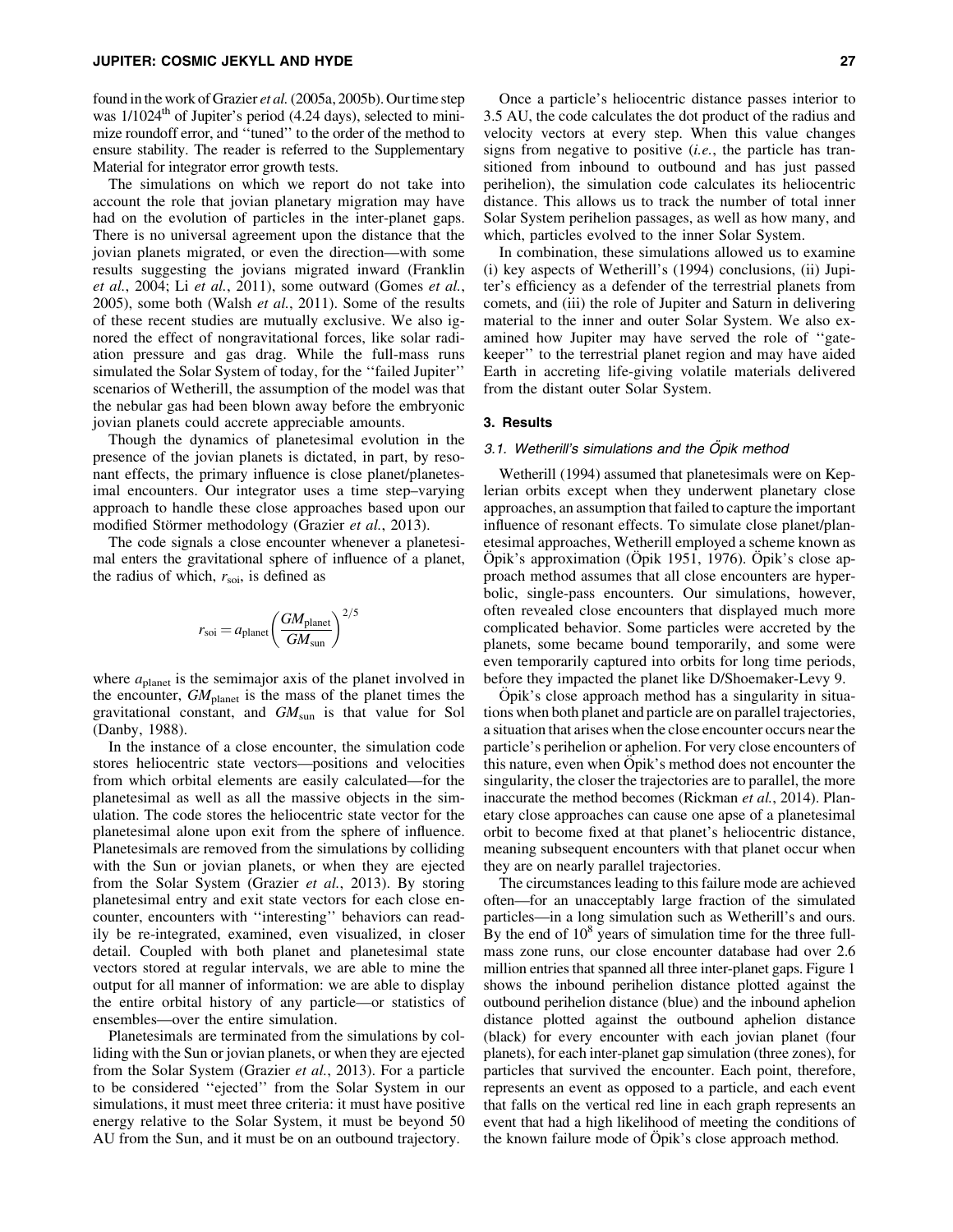found in the work of Grazier *et al.* (2005a, 2005b). Our time step was 1/1024th of Jupiter's period (4.24 days), selected to minimize roundoff error, and ''tuned'' to the order of the method to ensure stability. The reader is referred to the Supplementary Material for integrator error growth tests.

The simulations on which we report do not take into account the role that jovian planetary migration may have had on the evolution of particles in the inter-planet gaps. There is no universal agreement upon the distance that the jovian planets migrated, or even the direction—with some results suggesting the jovians migrated inward (Franklin *et al.*, 2004; Li *et al.*, 2011), some outward (Gomes *et al.*, 2005), some both (Walsh *et al.*, 2011). Some of the results of these recent studies are mutually exclusive. We also ignored the effect of nongravitational forces, like solar radiation pressure and gas drag. While the full-mass runs simulated the Solar System of today, for the ''failed Jupiter'' scenarios of Wetherill, the assumption of the model was that the nebular gas had been blown away before the embryonic jovian planets could accrete appreciable amounts.

Though the dynamics of planetesimal evolution in the presence of the jovian planets is dictated, in part, by resonant effects, the primary influence is close planet/planetesimal encounters. Our integrator uses a time step–varying approach to handle these close approaches based upon our modified Störmer methodology (Grazier *et al.*, 2013).

The code signals a close encounter whenever a planetesimal enters the gravitational sphere of influence of a planet, the radius of which, $r_{soi}$, is defined as

$$r_{soi} = a_{planet}\left(\frac{GM_{planet}}{GM_{sun}}\right)^{2/5}$$

where $a_{planet}$ is the semimajor axis of the planet involved in the encounter, $GM_{planet}$ is the mass of the planet times the gravitational constant, and $GM_{sun}$ is that value for Sol (Danby, 1988).

In the instance of a close encounter, the simulation code stores heliocentric state vectors—from which orbital elements are easily calculated—for the planetesimal as well as all the massive objects in the simulation. The code stores the heliocentric state vector for the planetesimal alone upon exit from the sphere of influence. Planetesimals are removed from the simulations by colliding with the Sun or jovian planets, or when they are ejected from the Solar System (Grazier *et al.*, 2013). By storing planetesimal entry and exit state vectors for each close encounter, encounters with ''interesting'' behaviors can readily be re-integrated, examined, even visualized, in closer detail. Coupled with both planet and planetesimal state vectors stored at regular intervals, we are able to mine the output for all manner of information: we are able to display the entire orbital history of any particle—or statistics of ensembles—over the entire simulation.

Planetesimals are terminated from the simulations by colliding with the Sun or jovian planets, or when they are ejected from the Solar System (Grazier *et al.*, 2013). For a particle to be considered ''ejected'' from the Solar System in our simulations, it must meet three criteria: it must have positive energy relative to the Solar System, it must be beyond 50 AU from the Sun, and it must be on an outbound trajectory.

Once a particle's heliocentric distance passes interior to 3.5 AU, the code calculates the dot product of the radius and velocity vectors at every step. When this value changes signs from negative to positive (*i.e.*, the particle has transitioned from inbound to outbound and has just passed perihelion), the simulation code calculates its heliocentric distance. This allows us to track the number of total inner Solar System perihelion passages, as well as how many, and which, particles evolved to the inner Solar System.

In combination, these simulations allowed us to examine (i) key aspects of Wetherill's (1994) conclusions, (ii) Jupiter's efficiency as a defender of the terrestrial planets from comets, and (iii) the role of Jupiter and Saturn in delivering material to the inner and outer Solar System. We also examined how Jupiter may have served the role of ''gatekeeper'' to the terrestrial planet region and may have aided Earth in accreting life-giving volatile materials delivered from the distant outer Solar System.

## 3. Results

### 3.1. Wetherill's simulations and the Öpik method

Wetherill (1994) assumed that planetesimals were on Keplerian orbits except when they underwent planetary close approaches, an assumption that failed to capture the important influence of resonant effects. To simulate close planet/planetesimal approaches, Wetherill employed a scheme known as Öpik's approximation (Öpik 1951, 1976). Öpik's close approach method assumes that all close encounters are hyperbolic, single-pass encounters. Our simulations, however, often revealed close encounters that displayed much more complicated behavior. Some particles were accreted by the planets, some became bound temporarily, and some were even temporarily captured into orbits for long time periods, before they impacted the planet like D/Shoemaker-Levy 9.

Öpik's close approach method has a singularity in situations when both planet and particle are on parallel trajectories, a situation that arises when the close encounter occurs near the particle's perihelion or aphelion. For very close encounters of this nature, even when Öpik's method does not encounter the singularity, the closer the trajectories are to parallel, the more inaccurate the method becomes (Rickman *et al.*, 2014). Planetary close approaches can cause one apse of a planetesimal orbit to become fixed at that planet's heliocentric distance, meaning subsequent encounters with that planet occur when they are on nearly parallel trajectories.

The circumstances leading to this failure mode are achieved often—for an unacceptably large fraction of the simulated particles—in a long simulation such as Wetherill's and ours. By the end of $10^8$ years of simulation time for the three full-mass zone runs, our close encounter database had over 2.6 million entries that spanned all three inter-planet gaps. Figure 1 shows the inbound perihelion distance plotted against the outbound perihelion distance (blue) and the inbound aphelion distance plotted against the outbound aphelion distance (black) for every encounter with each jovian planet (four planets), for each inter-planet gap simulation (three zones), for particles that survived the encounter. Each point, therefore, represents an event as opposed to a particle, and each event that falls on the vertical red line in each graph represents an event that had a high likelihood of meeting the conditions of the known failure mode of Öpik's close approach method.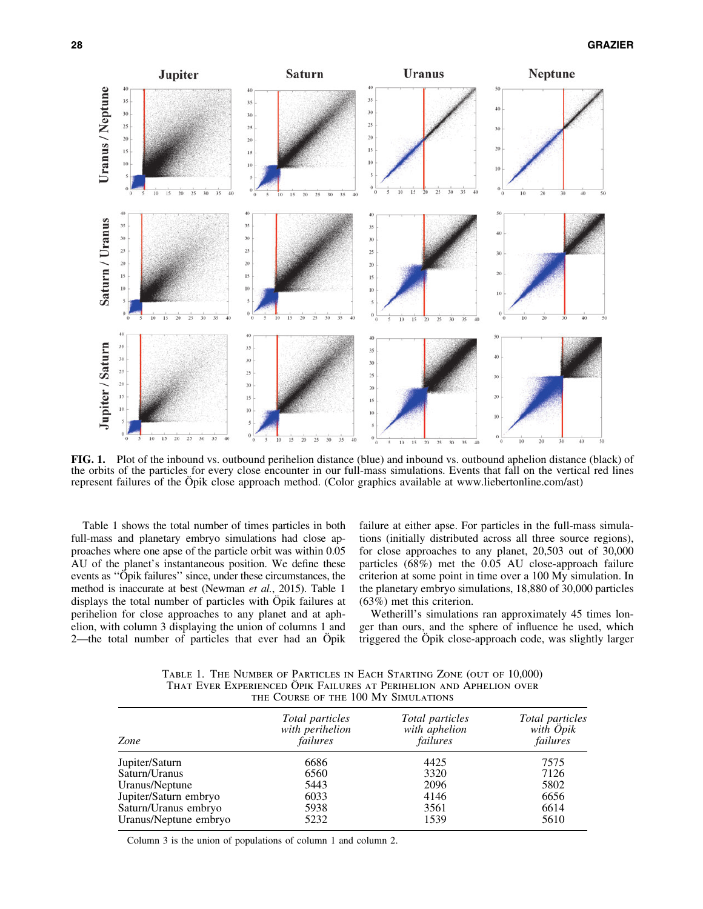**FIG. 1.** Plot of the inbound vs. outbound perihelion distance (blue) and inbound vs. outbound aphelion distance (black) of the orbits of the particles for every close encounter in our full-mass simulations. Events that fall on the vertical red lines represent failures of the Öpik close approach method. (Color graphics available at www.liebertonline.com/ast)

Table 1 shows the total number of times particles in both full-mass and planetary embryo simulations had close approaches where one apse of the particle orbit was within 0.05 AU of the planet's instantaneous position. We define these events as ''Öpik failures'' since, under these circumstances, the method is inaccurate at best (Newman *et al.*, 2015). Table 1 displays the total number of particles with Öpik failures at perihelion for close approaches to any planet and at aphelion, with column 3 displaying the union of columns 1 and 2—the total number of particles that ever had an Öpik failure at either apse. For particles in the full-mass simulations (initially distributed across all three source regions), for close approaches to any planet, 20,503 out of 30,000 particles (68%) met the 0.05 AU close-approach failure criterion at some point in time over a 100 My simulation. In the planetary embryo simulations, 18,880 of 30,000 particles (63%) met this criterion.

Wetherill's simulations ran approximately 45 times longer than ours, and the sphere of influence he used, which triggered the Öpik close-approach code, was slightly larger

Table 1. The Number of Particles in Each Starting Zone (out of 10,000) That Ever Experienced Öpik Failures at Perihelion and Aphelion over the Course of the 100 My Simulations

| *Zone* | *Total particles with perihelion failures* | *Total particles with aphelion failures* | *Total particles with Öpik failures* |
|---|---|---|---|
| Jupiter/Saturn | 6686 | 4425 | 7575 |
| Saturn/Uranus | 6560 | 3320 | 7126 |
| Uranus/Neptune | 5443 | 2096 | 5802 |
| Jupiter/Saturn embryo | 6033 | 4146 | 6656 |
| Saturn/Uranus embryo | 5938 | 3561 | 6614 |
| Uranus/Neptune embryo | 5232 | 1539 | 5610 |

Column 3 is the union of populations of column 1 and column 2.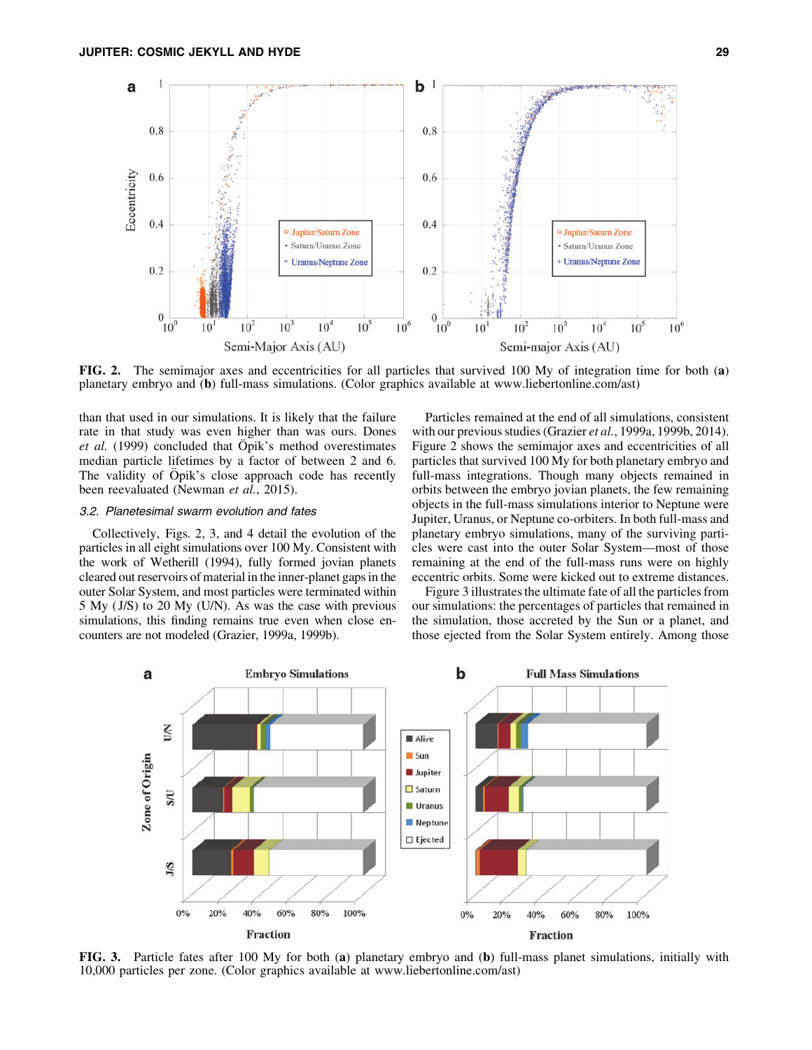than that used in our simulations. It is likely that the failure rate in that study was even higher than was ours. Dones *et al.* (1999) concluded that Öpik's method overestimates median particle lifetimes by a factor of between 2 and 6. The validity of Öpik's close approach code has recently been reevaluated (Newman *et al.*, 2015).

### 3.2. Planetesimal swarm evolution and fates

Collectively, Figs. 2, 3, and 4 detail the evolution of the particles in all eight simulations over 100 My. Consistent with the work of Wetherill (1994), fully formed jovian planets cleared out reservoirs of material in the inner-planet gaps in the outer Solar System, and most particles were terminated within 5 My (J/S) to 20 My (U/N). As was the case with previous simulations, this finding remains true even when close encounters are not modeled (Grazier, 1999a, 1999b).

Particles remained at the end of all simulations, consistent with our previous studies (Grazier *et al.*, 1999a, 1999b, 2014). Figure 2 shows the semimajor axes and eccentricities of all particles that survived 100 My for both planetary embryo and full-mass integrations. Though many objects remained in orbits between the embryo jovian planets, the few remaining objects in the full-mass simulations interior to Neptune were Jupiter, Uranus, or Neptune co-orbiters. In both full-mass and planetary embryo simulations, many of the surviving particles were cast into the outer Solar System—most of those remaining at the end of the full-mass runs were on highly eccentric orbits. Some were kicked out to extreme distances.

Figure 3 illustrates the ultimate fate of all the particles from our simulations: the percentages of particles that remained in the simulation, those accreted by the Sun or a planet, and those ejected from the Solar System entirely. Among those

**FIG. 2.** The semimajor axes and eccentricities for all particles that survived 100 My of integration time for both (**a**) planetary embryo and (**b**) full-mass simulations. (Color graphics available at www.liebertonline.com/ast)

**FIG. 3.** Particle fates after 100 My for both (**a**) planetary embryo and (**b**) full-mass planet simulations, initially with 10,000 particles per zone. (Color graphics available at www.liebertonline.com/ast)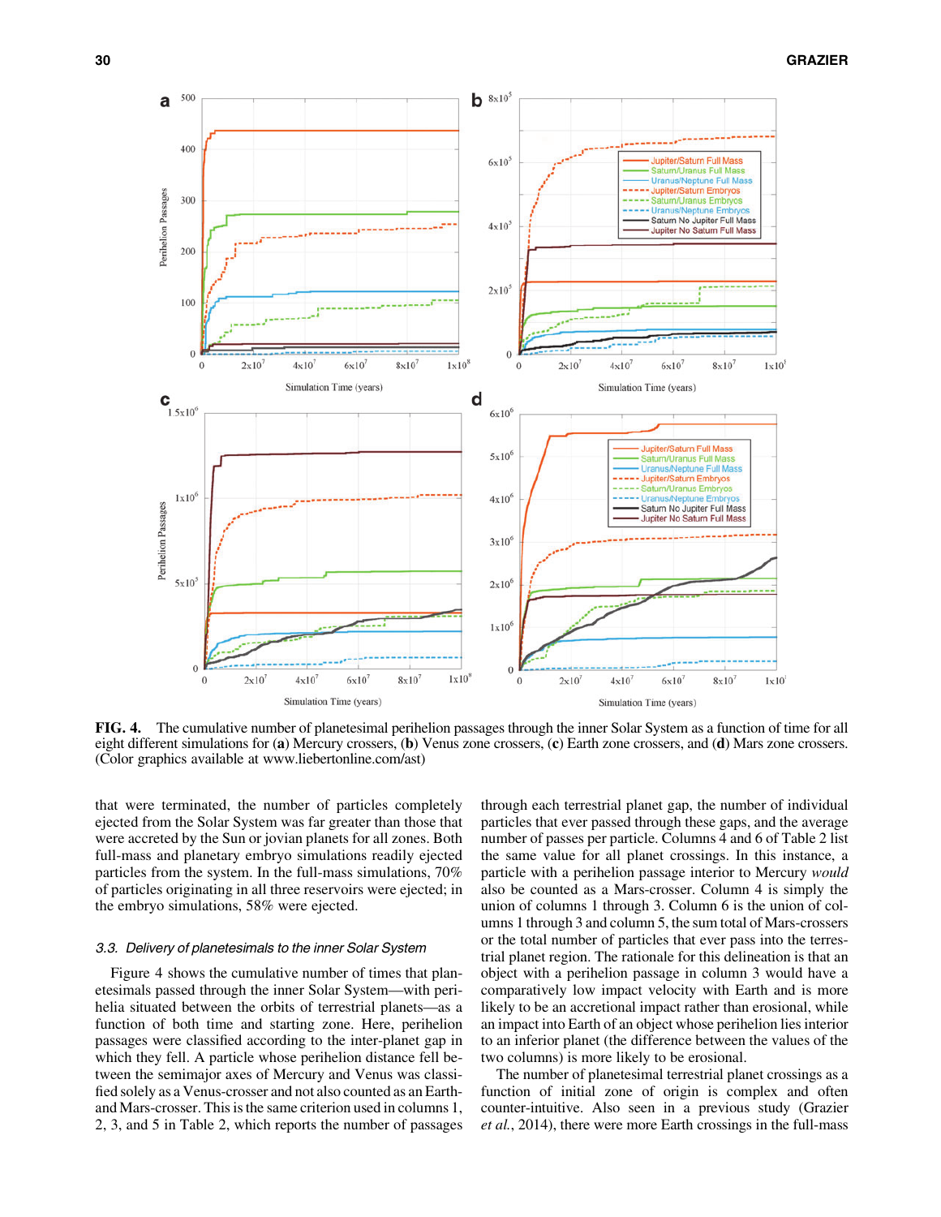FIG. 4. The cumulative number of planetesimal perihelion passages through the inner Solar System as a function of time for all eight different simulations for (**a**) Mercury crossers, (**b**) Venus zone crossers, (**c**) Earth zone crossers, and (**d**) Mars zone crossers. (Color graphics available at www.liebertonline.com/ast)

that were terminated, the number of particles completely ejected from the Solar System was far greater than those that were accreted by the Sun or jovian planets for all zones. Both full-mass and planetary embryo simulations readily ejected particles from the system. In the full-mass simulations, 70% of particles originating in all three reservoirs were ejected; in the embryo simulations, 58% were ejected.

### *3.3. Delivery of planetesimals to the inner Solar System*

Figure 4 shows the cumulative number of times that planetesimals passed through the inner Solar System—with perihelia situated between the orbits of terrestrial planets—as a function of both time and starting zone. Here, perihelion passages were classified according to the inter-planet gap in which they fell. A particle whose perihelion distance fell between the semimajor axes of Mercury and Venus was classified solely as a Venus-crosser and not also counted as an Earth- and Mars-crosser. This is the same criterion used in columns 1, 2, 3, and 5 in Table 2, which reports the number of passages through each terrestrial planet gap, the number of individual particles that ever passed through these gaps, and the average number of passes per particle. Columns 4 and 6 of Table 2 list the same value for all planet crossings. In this instance, a particle with a perihelion passage interior to Mercury *would* also be counted as a Mars-crosser. Column 4 is simply the union of columns 1 through 3. Column 6 is the union of columns 1 through 3 and column 5, the sum total of Mars-crossers or the total number of particles that ever pass into the terrestrial planet region. The rationale for this delineation is that an object with a perihelion passage in column 3 would have a comparatively low impact velocity with Earth and is more likely to be an accretional impact rather than erosional, while an impact into Earth of an object whose perihelion lies interior to an inferior planet (the difference between the values of the two columns) is more likely to be erosional.

The number of planetesimal terrestrial planet crossings as a function of initial zone of origin is complex and often counter-intuitive. Also seen in a previous study (Grazier *et al.*, 2014), there were more Earth crossings in the full-mass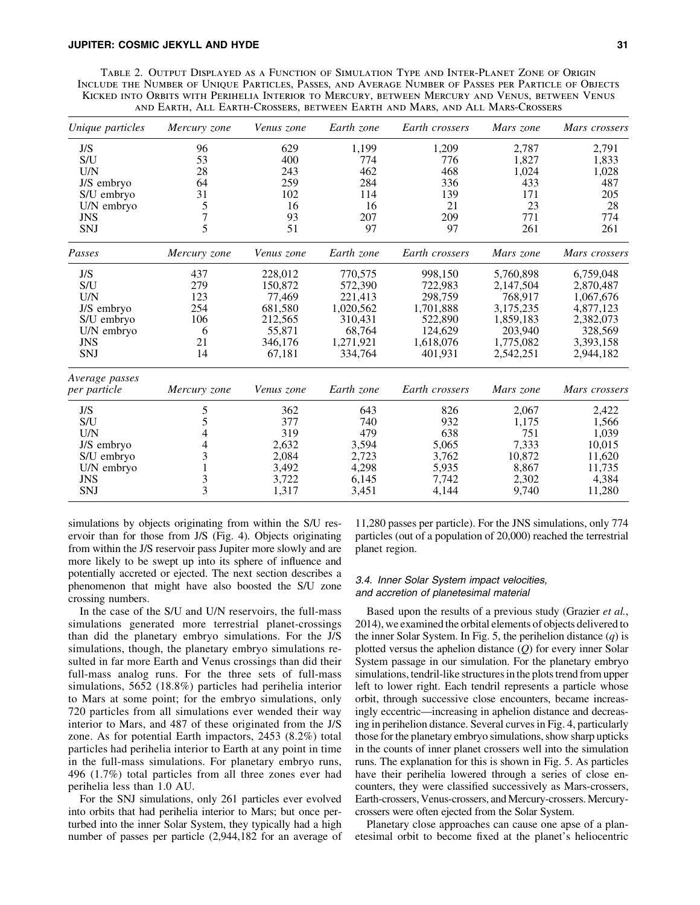Table 2. Output Displayed as a Function of Simulation Type and Inter-Planet Zone of Origin Include the Number of Unique Particles, Passes, and Average Number of Passes per Particle of Objects Kicked into Orbits with Perihelia Interior to Mercury, between Mercury and Venus, between Venus and Earth, All Earth-Crossers, between Earth and Mars, and All Mars-Crossers

| *Unique particles* | *Mercury zone* | *Venus zone* | *Earth zone* | *Earth crossers* | *Mars zone* | *Mars crossers* |
|---|---|---|---|---|---|---|
| J/S | 96 | 629 | 1,199 | 1,209 | 2,787 | 2,791 |
| S/U | 53 | 400 | 774 | 776 | 1,827 | 1,833 |
| U/N | 28 | 243 | 462 | 468 | 1,024 | 1,028 |
| J/S embryo | 64 | 259 | 284 | 336 | 433 | 487 |
| S/U embryo | 31 | 102 | 114 | 139 | 171 | 205 |
| U/N embryo | 5 | 16 | 16 | 21 | 23 | 28 |
| JNS | 7 | 93 | 207 | 209 | 771 | 774 |
| SNJ | 5 | 51 | 97 | 97 | 261 | 261 |
| *Passes* | *Mercury zone* | *Venus zone* | *Earth zone* | *Earth crossers* | *Mars zone* | *Mars crossers* |
| J/S | 437 | 228,012 | 770,575 | 998,150 | 5,760,898 | 6,759,048 |
| S/U | 279 | 150,872 | 572,390 | 722,983 | 2,147,504 | 2,870,487 |
| U/N | 123 | 77,469 | 221,413 | 298,759 | 768,917 | 1,067,676 |
| J/S embryo | 254 | 681,580 | 1,020,562 | 1,701,888 | 3,175,235 | 4,877,123 |
| S/U embryo | 106 | 212,565 | 310,431 | 522,890 | 1,859,183 | 2,382,073 |
| U/N embryo | 6 | 55,871 | 68,764 | 124,629 | 203,940 | 328,569 |
| JNS | 21 | 346,176 | 1,271,921 | 1,618,076 | 1,775,082 | 3,393,158 |
| SNJ | 14 | 67,181 | 334,764 | 401,931 | 2,542,251 | 2,944,182 |
| *Average passes per particle* | *Mercury zone* | *Venus zone* | *Earth zone* | *Earth crossers* | *Mars zone* | *Mars crossers* |
| J/S | 5 | 362 | 643 | 826 | 2,067 | 2,422 |
| S/U | 5 | 377 | 740 | 932 | 1,175 | 1,566 |
| U/N | 4 | 319 | 479 | 638 | 751 | 1,039 |
| J/S embryo | 4 | 2,632 | 3,594 | 5,065 | 7,333 | 10,015 |
| S/U embryo | 3 | 2,084 | 2,723 | 3,762 | 10,872 | 11,620 |
| U/N embryo | 1 | 3,492 | 4,298 | 5,935 | 8,867 | 11,735 |
| JNS | 3 | 3,722 | 6,145 | 7,742 | 2,302 | 4,384 |
| SNJ | 3 | 1,317 | 3,451 | 4,144 | 9,740 | 11,280 |

simulations by objects originating from within the S/U reservoir than for those from J/S (Fig. 4). Objects originating from within the J/S reservoir pass Jupiter more slowly and are more likely to be swept up into its sphere of influence and potentially accreted or ejected. The next section describes a phenomenon that might have also boosted the S/U zone crossing numbers.

In the case of the S/U and U/N reservoirs, the full-mass simulations generated more terrestrial planet-crossings than did the planetary embryo simulations. For the J/S simulations, though, the planetary embryo simulations resulted in far more Earth and Venus crossings than did their full-mass analog runs. For the three sets of full-mass simulations, 5652 (18.8%) particles had perihelia interior to Mars at some point; for the embryo simulations, only 720 particles from all simulations ever wended their way interior to Mars, and 487 of these originated from the J/S zone. As for potential Earth impactors, 2453 (8.2%) total particles had perihelia interior to Earth at any point in time in the full-mass simulations. For planetary embryo runs, 496 (1.7%) total particles from all three zones ever had perihelia less than 1.0 AU.

For the SNJ simulations, only 261 particles ever evolved into orbits that had perihelia interior to Mars; but once perturbed into the inner Solar System, they typically had a high number of passes per particle (2,944,182 for an average of 11,280 passes per particle). For the JNS simulations, only 774 particles (out of a population of 20,000) reached the terrestrial planet region.

### 3.4. Inner Solar System impact velocities, and accretion of planetesimal material

Based upon the results of a previous study (Grazier *et al.*, 2014), we examined the orbital elements of objects delivered to the inner Solar System. In Fig. 5, the perihelion distance ($q$) is plotted versus the aphelion distance ($Q$) for every inner Solar System passage in our simulation. For the planetary embryo simulations, tendril-like structures in the plots trend from upper left to lower right. Each tendril represents a particle whose orbit, through successive close encounters, became increasingly eccentric—increasing in aphelion distance and decreasing in perihelion distance. Several curves in Fig. 4, particularly those for the planetary embryo simulations, show sharp upticks in the counts of inner planet crossers well into the simulation runs. The explanation for this is shown in Fig. 5. As particles have their perihelia lowered through a series of close encounters, they were classified successively as Mars-crossers, Earth-crossers, Venus-crossers, and Mercury-crossers. Mercury-crossers were often ejected from the Solar System.

Planetary close approaches can cause one apse of a planetesimal orbit to become fixed at the planet's heliocentric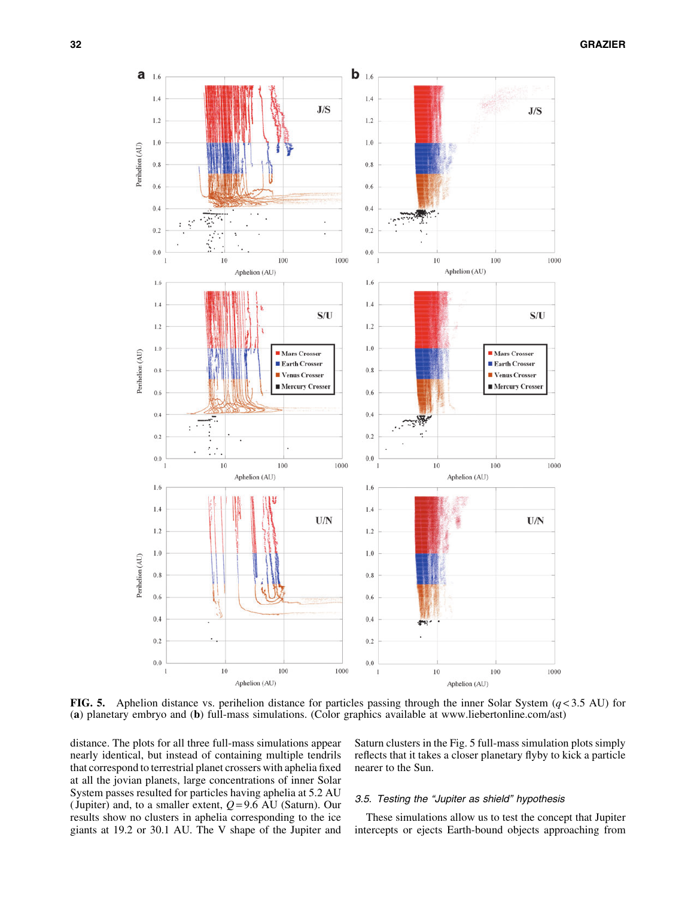FIG. 5. Aphelion distance vs. perihelion distance for particles passing through the inner Solar System ($q < 3.5$ AU) for (**a**) planetary embryo and (**b**) full-mass simulations. (Color graphics available at www.liebertonline.com/ast)

distance. The plots for all three full-mass simulations appear nearly identical, but instead of containing multiple tendrils that correspond to terrestrial planet crossers with aphelia fixed at all the jovian planets, large concentrations of inner Solar System passes resulted for particles having aphelia at 5.2 AU (Jupiter) and, to a smaller extent, $Q = 9.6$ AU (Saturn). Our results show no clusters in aphelia corresponding to the ice giants at 19.2 or 30.1 AU. The V shape of the Jupiter and Saturn clusters in the Fig. 5 full-mass simulation plots simply reflects that it takes a closer planetary flyby to kick a particle nearer to the Sun.

### 3.5. Testing the "Jupiter as shield" hypothesis

These simulations allow us to test the concept that Jupiter intercepts or ejects Earth-bound objects approaching from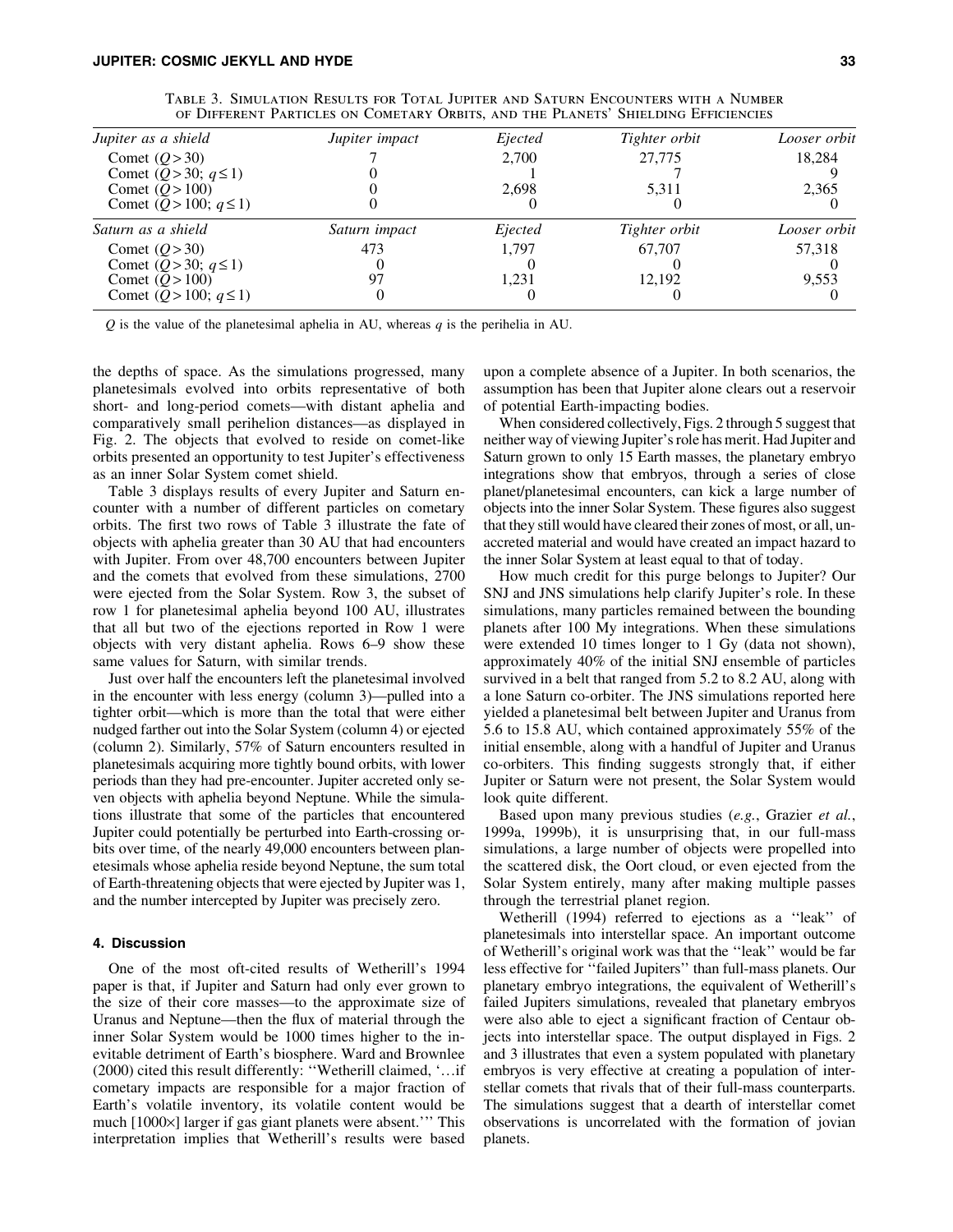Table 3. Simulation Results for Total Jupiter and Saturn Encounters with a Number of Different Particles on Cometary Orbits, and the Planets' Shielding Efficiencies

| *Jupiter as a shield* | *Jupiter impact* | *Ejected* | *Tighter orbit* | *Looser orbit* |
|---|---|---|---|---|
| Comet ($Q > 30$) | 7 | 2,700 | 27,775 | 18,284 |
| Comet ($Q > 30$; $q \leq 1$) | 0 | 1 | 7 | 9 |
| Comet ($Q > 100$) | 0 | 2,698 | 5,311 | 2,365 |
| Comet ($Q > 100$; $q \leq 1$) | 0 | 0 | 0 | 0 |
| *Saturn as a shield* | *Saturn impact* | *Ejected* | *Tighter orbit* | *Looser orbit* |
| Comet ($Q > 30$) | 473 | 1,797 | 67,707 | 57,318 |
| Comet ($Q > 30$; $q \leq 1$) | 0 | 0 | 0 | 0 |
| Comet ($Q > 100$) | 97 | 1,231 | 12,192 | 9,553 |
| Comet ($Q > 100$; $q \leq 1$) | 0 | 0 | 0 | 0 |

$Q$ is the value of the planetesimal aphelia in AU, whereas $q$ is the perihelia in AU.

the depths of space. As the simulations progressed, many planetesimals evolved into orbits representative of both short- and long-period comets—with distant aphelia and comparatively small perihelion distances—as displayed in Fig. 2. The objects that evolved to reside on comet-like orbits presented an opportunity to test Jupiter's effectiveness as an inner Solar System comet shield.

Table 3 displays results of every Jupiter and Saturn encounter with a number of different particles on cometary orbits. The first two rows of Table 3 illustrate the fate of objects with aphelia greater than 30 AU that had encounters with Jupiter. From over 48,700 encounters between Jupiter and the comets that evolved from these simulations, 2700 were ejected from the Solar System. Row 3, the subset of row 1 for planetesimal aphelia beyond 100 AU, illustrates that all but two of the ejections reported in Row 1 were objects with very distant aphelia. Rows 6–9 show these same values for Saturn, with similar trends.

Just over half the encounters left the planetesimal involved in the encounter with less energy (column 3)—pulled into a tighter orbit—which is more than the total that were either nudged farther out into the Solar System (column 4) or ejected (column 2). Similarly, 57% of Saturn encounters resulted in planetesimals acquiring more tightly bound orbits, with lower periods than they had pre-encounter. Jupiter accreted only seven objects with aphelia beyond Neptune. While the simulations illustrate that some of the particles that encountered Jupiter could potentially be perturbed into Earth-crossing orbits over time, of the nearly 49,000 encounters between planetesimals whose aphelia reside beyond Neptune, the sum total of Earth-threatening objects that were ejected by Jupiter was 1, and the number intercepted by Jupiter was precisely zero.

## 4. Discussion

One of the most oft-cited results of Wetherill's 1994 paper is that, if Jupiter and Saturn had only ever grown to the size of their core masses—to the approximate size of Uranus and Neptune—then the flux of material through the inner Solar System would be 1000 times higher to the inevitable detriment of Earth's biosphere. Ward and Brownlee (2000) cited this result differently: ''Wetherill claimed, '…if cometary impacts are responsible for a major fraction of Earth's volatile inventory, its volatile content would be much [1000×] larger if gas giant planets were absent.''' This interpretation implies that Wetherill's results were based upon a complete absence of a Jupiter. In both scenarios, the assumption has been that Jupiter alone clears out a reservoir of potential Earth-impacting bodies.

When considered collectively, Figs. 2 through 5 suggest that neither way of viewing Jupiter's role has merit. Had Jupiter and Saturn grown to only 15 Earth masses, the planetary embryo integrations show that embryos, through a series of close planet/planetesimal encounters, can kick a large number of objects into the inner Solar System. These figures also suggest that they still would have cleared their zones of most, or all, unaccreted material and would have created an impact hazard to the inner Solar System at least equal to that of today.

How much credit for this purge belongs to Jupiter? Our SNJ and JNS simulations help clarify Jupiter's role. In these simulations, many particles remained between the bounding planets after 100 My integrations. When these simulations were extended 10 times longer to 1 Gy (data not shown), approximately 40% of the initial SNJ ensemble of particles survived in a belt that ranged from 5.2 to 8.2 AU, along with a lone Saturn co-orbiter. The JNS simulations reported here yielded a planetesimal belt between Jupiter and Uranus from 5.6 to 15.8 AU, which contained approximately 55% of the initial ensemble, along with a handful of Jupiter and Uranus co-orbiters. This finding suggests strongly that, if either Jupiter or Saturn were not present, the Solar System would look quite different.

Based upon many previous studies (*e.g.*, Grazier *et al.*, 1999a, 1999b), it is unsurprising that, in our full-mass simulations, a large number of objects were propelled into the scattered disk, the Oort cloud, or even ejected from the Solar System entirely, many after making multiple passes through the terrestrial planet region.

Wetherill (1994) referred to ejections as a ''leak'' of planetesimals into interstellar space. An important outcome of Wetherill's original work was that the ''leak'' would be far less effective for ''failed Jupiters'' than full-mass planets. Our planetary embryo integrations, the equivalent of Wetherill's failed Jupiters simulations, revealed that planetary embryos were also able to eject a significant fraction of Centaur objects into interstellar space. The output displayed in Figs. 2 and 3 illustrates that even a system populated with planetary embryos is very effective at creating a population of interstellar comets that rivals that of their full-mass counterparts. The simulations suggest that a dearth of interstellar comet observations is uncorrelated with the formation of jovian planets.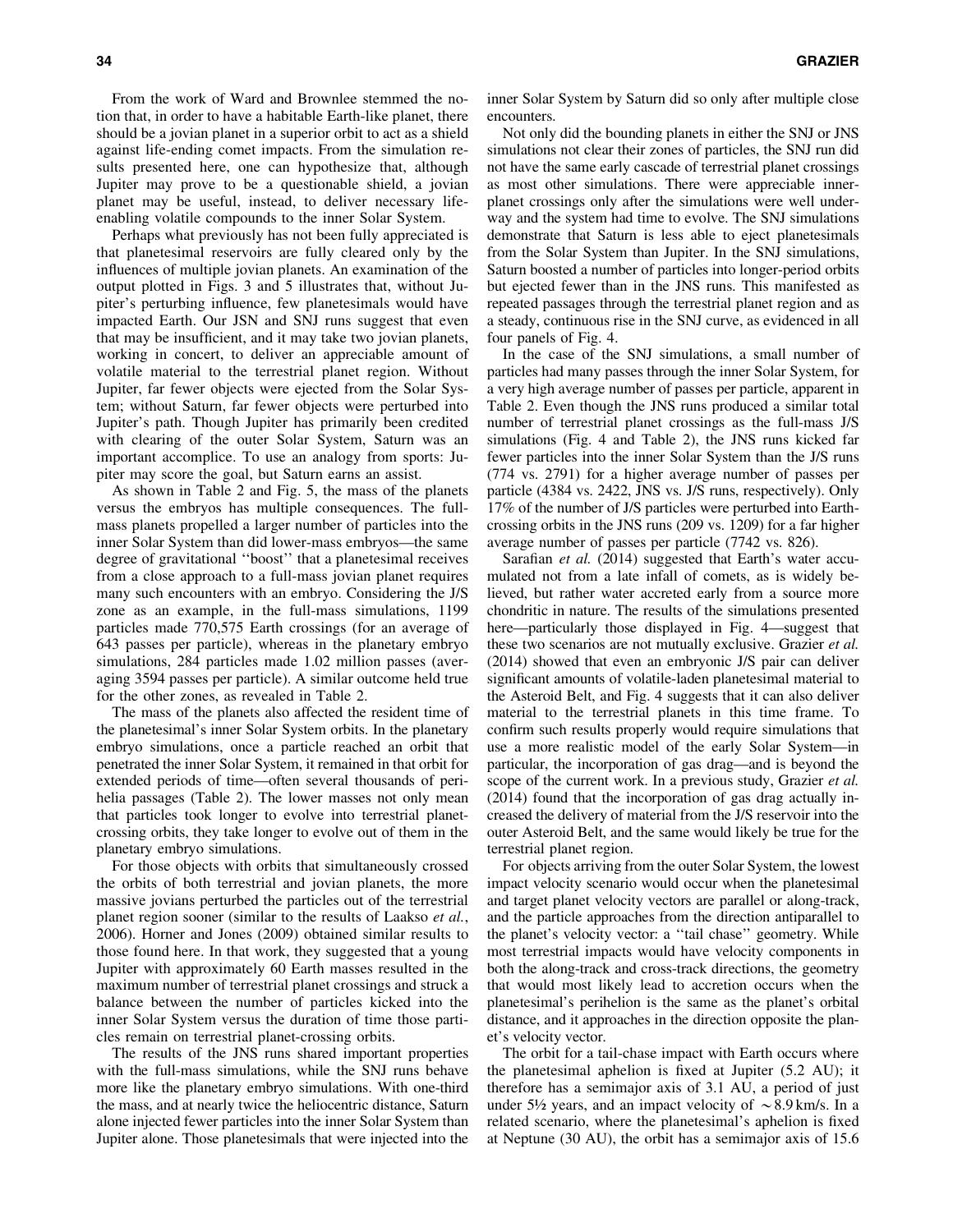From the work of Ward and Brownlee stemmed the notion that, in order to have a habitable Earth-like planet, there should be a jovian planet in a superior orbit to act as a shield against life-ending comet impacts. From the simulation results presented here, one can hypothesize that, although Jupiter may prove to be a questionable shield, a jovian planet may be useful, instead, to deliver necessary life-enabling volatile compounds to the inner Solar System.

Perhaps what previously has not been fully appreciated is that planetesimal reservoirs are fully cleared only by the influences of multiple jovian planets. An examination of the output plotted in Figs. 3 and 5 illustrates that, without Jupiter's perturbing influence, few planetesimals would have impacted Earth. Our JSN and SNJ runs suggest that even that may be insufficient, and it may take two jovian planets, working in concert, to deliver an appreciable amount of volatile material to the terrestrial planet region. Without Jupiter, far fewer objects were ejected from the Solar System; without Saturn, far fewer objects were perturbed into Jupiter's path. Though Jupiter has primarily been credited with clearing of the outer Solar System, Saturn was an important accomplice. To use an analogy from sports: Jupiter may score the goal, but Saturn earns an assist.

As shown in Table 2 and Fig. 5, the mass of the planets versus the embryos has multiple consequences. The full-mass planets propelled a larger number of particles into the inner Solar System than did lower-mass embryos—the same degree of gravitational ''boost'' that a planetesimal receives from a close approach to a full-mass jovian planet requires many such encounters with an embryo. Considering the J/S zone as an example, in the full-mass simulations, 1199 particles made 770,575 Earth crossings (for an average of 643 passes per particle), whereas in the planetary embryo simulations, 284 particles made 1.02 million passes (averaging 3594 passes per particle). A similar outcome held true for the other zones, as revealed in Table 2.

The mass of the planets also affected the resident time of the planetesimal's inner Solar System orbits. In the planetary embryo simulations, once a particle reached an orbit that penetrated the inner Solar System, it remained in that orbit for extended periods of time—often several thousands of perihelia passages (Table 2). The lower masses not only mean that particles took longer to evolve into terrestrial planet-crossing orbits, they take longer to evolve out of them in the planetary embryo simulations.

For those objects with orbits that simultaneously crossed the orbits of both terrestrial and jovian planets, the more massive jovians perturbed the particles out of the terrestrial planet region sooner (similar to the results of Laakso *et al.*, 2006). Horner and Jones (2009) obtained similar results to those found here. In that work, they suggested that a young Jupiter with approximately 60 Earth masses resulted in the maximum number of terrestrial planet crossings and struck a balance between the number of particles kicked into the inner Solar System versus the duration of time those particles remain on terrestrial planet-crossing orbits.

The results of the JNS runs shared important properties with the full-mass simulations, while the SNJ runs behave more like the planetary embryo simulations. With one-third the mass, and at nearly twice the heliocentric distance, Saturn alone injected fewer particles into the inner Solar System than Jupiter alone. Those planetesimals that were injected into the inner Solar System by Saturn did so only after multiple close encounters.

Not only did the bounding planets in either the SNJ or JNS simulations not clear their zones of particles, the SNJ run did not have the same early cascade of terrestrial planet crossings as most other simulations. There were appreciable inner-planet crossings only after the simulations were well underway and the system had time to evolve. The SNJ simulations demonstrate that Saturn is less able to eject planetesimals from the Solar System than Jupiter. In the SNJ simulations, Saturn boosted a number of particles into longer-period orbits but ejected fewer than in the JNS runs. This manifested as repeated passages through the terrestrial planet region and as a steady, continuous rise in the SNJ curve, as evidenced in all four panels of Fig. 4.

In the case of the SNJ simulations, a small number of particles had many passes through the inner Solar System, for a very high average number of passes per particle, apparent in Table 2. Even though the JNS runs produced a similar total number of terrestrial planet crossings as the full-mass J/S simulations (Fig. 4 and Table 2), the JNS runs kicked far fewer particles into the inner Solar System than the J/S runs (774 vs. 2791) for a higher average number of passes per particle (4384 vs. 2422, JNS vs. J/S runs, respectively). Only 17% of the number of J/S particles were perturbed into Earth-crossing orbits in the JNS runs (209 vs. 1209) for a far higher average number of passes per particle (7742 vs. 826).

Sarafian *et al.* (2014) suggested that Earth's water accumulated not from a late infall of comets, as is widely believed, but rather water accreted early from a source more chondritic in nature. The results of the simulations presented here—particularly those displayed in Fig. 4—suggest that these two scenarios are not mutually exclusive. Grazier *et al.* (2014) showed that even an embryonic J/S pair can deliver significant amounts of volatile-laden planetesimal material to the Asteroid Belt, and Fig. 4 suggests that it can also deliver material to the terrestrial planets in this time frame. To confirm such results properly would require simulations that use a more realistic model of the early Solar System—in particular, the incorporation of gas drag—and is beyond the scope of the current work. In a previous study, Grazier *et al.* (2014) found that the incorporation of gas drag actually increased the delivery of material from the J/S reservoir into the outer Asteroid Belt, and the same would likely be true for the terrestrial planet region.

For objects arriving from the outer Solar System, the lowest impact velocity scenario would occur when the planetesimal and target planet velocity vectors are parallel or along-track, and the particle approaches from the direction antiparallel to the planet's velocity vector: a ''tail chase'' geometry. While most terrestrial impacts would have velocity components in both the along-track and cross-track directions, the geometry that would most likely lead to accretion occurs when the planetesimal's perihelion is the same as the planet's orbital distance, and it approaches in the direction opposite the planet's velocity vector.

The orbit for a tail-chase impact with Earth occurs where the planetesimal aphelion is fixed at Jupiter (5.2 AU); it therefore has a semimajor axis of 3.1 AU, a period of just under 5½ years, and an impact velocity of $\sim 8.9$ km/s. In a related scenario, where the planetesimal's aphelion is fixed at Neptune (30 AU), the orbit has a semimajor axis of 15.6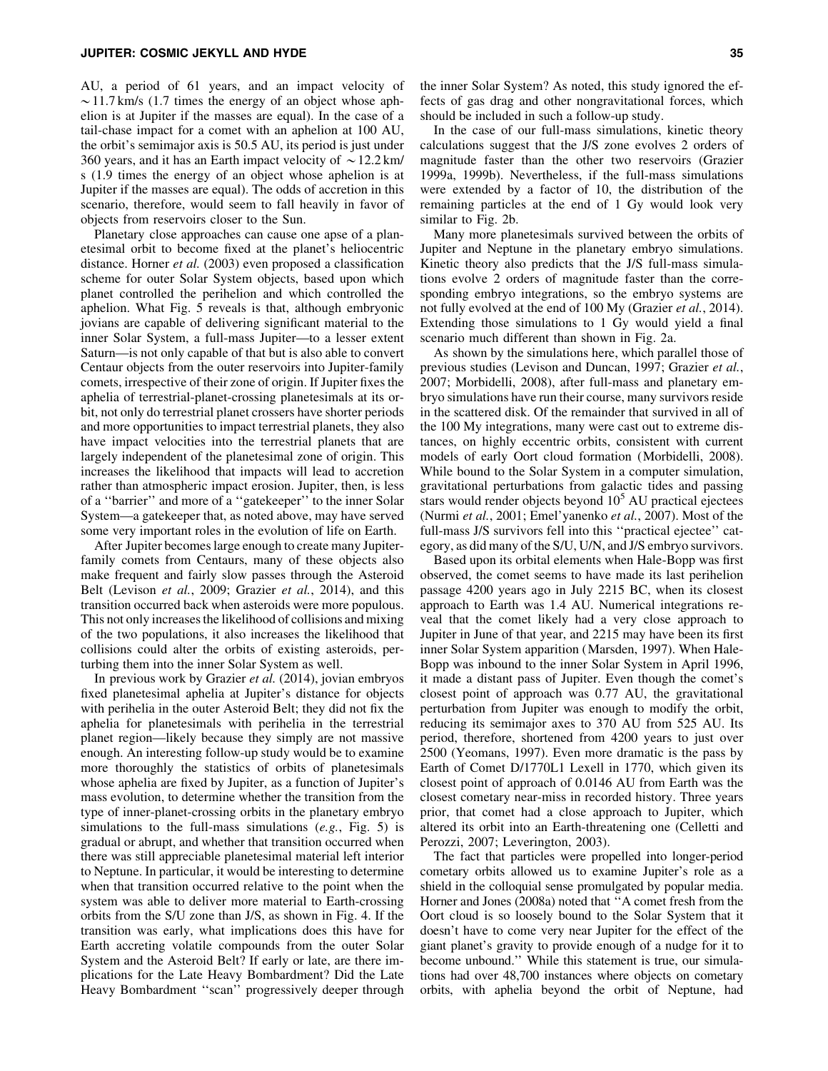AU, a period of 61 years, and an impact velocity of $\sim$11.7 km/s (1.7 times the energy of an object whose aphelion is at Jupiter if the masses are equal). In the case of a tail-chase impact for a comet with an aphelion at 100 AU, the orbit's semimajor axis is 50.5 AU, its period is just under 360 years, and it has an Earth impact velocity of $\sim$12.2 km/s (1.9 times the energy of an object whose aphelion is at Jupiter if the masses are equal). The odds of accretion in this scenario, therefore, would seem to fall heavily in favor of objects from reservoirs closer to the Sun.

Planetary close approaches can cause one apse of a planetesimal orbit to become fixed at the planet's heliocentric distance. Horner *et al.* (2003) even proposed a classification scheme for outer Solar System objects, based upon which planet controlled the perihelion and which controlled the aphelion. What Fig. 5 reveals is that, although embryonic jovians are capable of delivering significant material to the inner Solar System, a full-mass Jupiter—to a lesser extent Saturn—is not only capable of that but is also able to convert Centaur objects from the outer reservoirs into Jupiter-family comets, irrespective of their zone of origin. If Jupiter fixes the aphelia of terrestrial-planet-crossing planetesimals at its orbit, not only do terrestrial planet crossers have shorter periods and more opportunities to impact terrestrial planets, they also have impact velocities into the terrestrial planets that are largely independent of the planetesimal zone of origin. This increases the likelihood that impacts will lead to accretion rather than atmospheric impact erosion. Jupiter, then, is less of a "barrier" and more of a "gatekeeper" to the inner Solar System—a gatekeeper that, as noted above, may have served some very important roles in the evolution of life on Earth.

After Jupiter becomes large enough to create many Jupiter-family comets from Centaurs, many of these objects also make frequent and fairly slow passes through the Asteroid Belt (Levison *et al.*, 2009; Grazier *et al.*, 2014), and this transition occurred back when asteroids were more populous. This not only increases the likelihood of collisions and mixing of the two populations, it also increases the likelihood that collisions could alter the orbits of existing asteroids, perturbing them into the inner Solar System as well.

In previous work by Grazier *et al.* (2014), jovian embryos fixed planetesimal aphelia at Jupiter's distance for objects with perihelia in the outer Asteroid Belt; they did not fix the aphelia for planetesimals with perihelia in the terrestrial planet region—likely because they simply are not massive enough. An interesting follow-up study would be to examine more thoroughly the statistics of orbits of planetesimals whose aphelia are fixed by Jupiter, as a function of Jupiter's mass evolution, to determine whether the transition from the type of inner-planet-crossing orbits in the planetary embryo simulations to the full-mass simulations (*e.g.*, Fig. 5) is gradual or abrupt, and whether that transition occurred when there was still appreciable planetesimal material left interior to Neptune. In particular, it would be interesting to determine when that transition occurred relative to the point when the system was able to deliver more material to Earth-crossing orbits from the S/U zone than J/S, as shown in Fig. 4. If the transition was early, what implications does this have for Earth accreting volatile compounds from the outer Solar System and the Asteroid Belt? If early or late, are there implications for the Late Heavy Bombardment? Did the Late Heavy Bombardment "scan" progressively deeper through the inner Solar System? As noted, this study ignored the effects of gas drag and other nongravitational forces, which should be included in such a follow-up study.

In the case of our full-mass simulations, kinetic theory calculations suggest that the J/S zone evolves 2 orders of magnitude faster than the other two reservoirs (Grazier 1999a, 1999b). Nevertheless, if the full-mass simulations were extended by a factor of 10, the distribution of the remaining particles at the end of 1 Gy would look very similar to Fig. 2b.

Many more planetesimals survived between the orbits of Jupiter and Neptune in the planetary embryo simulations. Kinetic theory also predicts that the J/S full-mass simulations evolve 2 orders of magnitude faster than the corresponding embryo integrations, so the embryo systems are not fully evolved at the end of 100 My (Grazier *et al.*, 2014). Extending those simulations to 1 Gy would yield a final scenario much different than shown in Fig. 2a.

As shown by the simulations here, which parallel those of previous studies (Levison and Duncan, 1997; Grazier *et al.*, 2007; Morbidelli, 2008), after full-mass and planetary embryo simulations have run their course, many survivors reside in the scattered disk. Of the remainder that survived in all of the 100 My integrations, many were cast out to extreme distances, on highly eccentric orbits, consistent with current models of early Oort cloud formation (Morbidelli, 2008). While bound to the Solar System in a computer simulation, gravitational perturbations from galactic tides and passing stars would render objects beyond $10^5$ AU practical ejectees (Nurmi *et al.*, 2001; Emel'yanenko *et al.*, 2007). Most of the full-mass J/S survivors fell into this "practical ejectee" category, as did many of the S/U, U/N, and J/S embryo survivors.

Based upon its orbital elements when Hale-Bopp was first observed, the comet seems to have made its last perihelion passage 4200 years ago in July 2215 BC, when its closest approach to Earth was 1.4 AU. Numerical integrations reveal that the comet likely had a very close approach to Jupiter in June of that year, and 2215 may have been its first inner Solar System apparition (Marsden, 1997). When Hale-Bopp was inbound to the inner Solar System in April 1996, it made a distant pass of Jupiter. Even though the comet's closest point of approach was 0.77 AU, the gravitational perturbation from Jupiter was enough to modify the orbit, reducing its semimajor axes to 370 AU from 525 AU. Its period, therefore, shortened from 4200 years to just over 2500 (Yeomans, 1997). Even more dramatic is the pass by Earth of Comet D/1770L1 Lexell in 1770, which given its closest point of approach of 0.0146 AU from Earth was the closest cometary near-miss in recorded history. Three years prior, that comet had a close approach to Jupiter, which altered its orbit into an Earth-threatening one (Celletti and Perozzi, 2007; Leverington, 2003).

The fact that particles were propelled into longer-period cometary orbits allowed us to examine Jupiter's role as a shield in the colloquial sense promulgated by popular media. Horner and Jones (2008a) noted that "A comet fresh from the Oort cloud is so loosely bound to the Solar System that it doesn't have to come very near Jupiter for the effect of the giant planet's gravity to provide enough of a nudge for it to become unbound." While this statement is true, our simulations had over 48,700 instances where objects on cometary orbits, with aphelia beyond the orbit of Neptune, had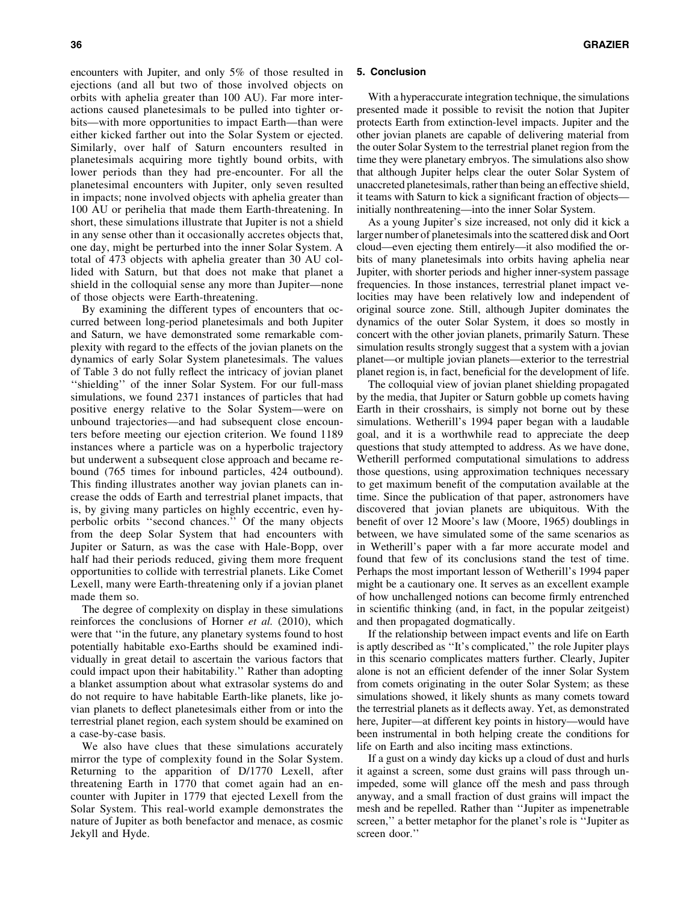encounters with Jupiter, and only 5% of those resulted in ejections (and all but two of those involved objects on orbits with aphelia greater than 100 AU). Far more interactions caused planetesimals to be pulled into tighter orbits—with more opportunities to impact Earth—than were either kicked farther out into the Solar System or ejected. Similarly, over half of Saturn encounters resulted in planetesimals acquiring more tightly bound orbits, with lower periods than they had pre-encounter. For all the planetesimal encounters with Jupiter, only seven resulted in impacts; none involved objects with aphelia greater than 100 AU or perihelia that made them Earth-threatening. In short, these simulations illustrate that Jupiter is not a shield in any sense other than it occasionally accretes objects that, one day, might be perturbed into the inner Solar System. A total of 473 objects with aphelia greater than 30 AU collided with Saturn, but that does not make that planet a shield in the colloquial sense any more than Jupiter—none of those objects were Earth-threatening.

By examining the different types of encounters that occurred between long-period planetesimals and both Jupiter and Saturn, we have demonstrated some remarkable complexity with regard to the effects of the jovian planets on the dynamics of early Solar System planetesimals. The values of Table 3 do not fully reflect the intricacy of jovian planet ''shielding'' of the inner Solar System. For our full-mass simulations, we found 2371 instances of particles that had positive energy relative to the Solar System—were on unbound trajectories—and had subsequent close encounters before meeting our ejection criterion. We found 1189 instances where a particle was on a hyperbolic trajectory but underwent a subsequent close approach and became rebound (765 times for inbound particles, 424 outbound). This finding illustrates another way jovian planets can increase the odds of Earth and terrestrial planet impacts, that is, by giving many particles on highly eccentric, even hyperbolic orbits ''second chances.'' Of the many objects from the deep Solar System that had encounters with Jupiter or Saturn, as was the case with Hale-Bopp, over half had their periods reduced, giving them more frequent opportunities to collide with terrestrial planets. Like Comet Lexell, many were Earth-threatening only if a jovian planet made them so.

The degree of complexity on display in these simulations reinforces the conclusions of Horner *et al.* (2010), which were that ''in the future, any planetary systems found to host potentially habitable exo-Earths should be examined individually in great detail to ascertain the various factors that could impact upon their habitability.'' Rather than adopting a blanket assumption about what extrasolar systems do and do not require to have habitable Earth-like planets, like jovian planets to deflect planetesimals either from or into the terrestrial planet region, each system should be examined on a case-by-case basis.

We also have clues that these simulations accurately mirror the type of complexity found in the Solar System. Returning to the apparition of D/1770 Lexell, after threatening Earth in 1770 that comet again had an encounter with Jupiter in 1779 that ejected Lexell from the Solar System. This real-world example demonstrates the nature of Jupiter as both benefactor and menace, as cosmic Jekyll and Hyde.

## 5. Conclusion

With a hyperaccurate integration technique, the simulations presented made it possible to revisit the notion that Jupiter protects Earth from extinction-level impacts. Jupiter and the other jovian planets are capable of delivering material from the outer Solar System to the terrestrial planet region from the time they were planetary embryos. The simulations also show that although Jupiter helps clear the outer Solar System of unaccreted planetesimals, rather than being an effective shield, it teams with Saturn to kick a significant fraction of objects—initially nonthreatening—into the inner Solar System.

As a young Jupiter's size increased, not only did it kick a larger number of planetesimals into the scattered disk and Oort cloud—even ejecting them entirely—it also modified the orbits of many planetesimals into orbits having aphelia near Jupiter, with shorter periods and higher inner-system passage frequencies. In those instances, terrestrial planet impact velocities may have been relatively low and independent of original source zone. Still, although Jupiter dominates the dynamics of the outer Solar System, it does so mostly in concert with the other jovian planets, primarily Saturn. These simulation results strongly suggest that a system with a jovian planet—or multiple jovian planets—exterior to the terrestrial planet region is, in fact, beneficial for the development of life.

The colloquial view of jovian planet shielding propagated by the media, that Jupiter or Saturn gobble up comets having Earth in their crosshairs, is simply not borne out by these simulations. Wetherill's 1994 paper began with a laudable goal, and it is a worthwhile read to appreciate the deep questions that study attempted to address. As we have done, Wetherill performed computational simulations to address those questions, using approximation techniques necessary to get maximum benefit of the computation available at the time. Since the publication of that paper, astronomers have discovered that jovian planets are ubiquitous. With the benefit of over 12 Moore's law (Moore, 1965) doublings in between, we have simulated some of the same scenarios as in Wetherill's paper with a far more accurate model and found that few of its conclusions stand the test of time. Perhaps the most important lesson of Wetherill's 1994 paper might be a cautionary one. It serves as an excellent example of how unchallenged notions can become firmly entrenched in scientific thinking (and, in fact, in the popular zeitgeist) and then propagated dogmatically.

If the relationship between impact events and life on Earth is aptly described as ''It's complicated,'' the role Jupiter plays in this scenario complicates matters further. Clearly, Jupiter alone is not an efficient defender of the inner Solar System from comets originating in the outer Solar System; as these simulations showed, it likely shunts as many comets toward the terrestrial planets as it deflects away. Yet, as demonstrated here, Jupiter—at different key points in history—would have been instrumental in both helping create the conditions for life on Earth and also inciting mass extinctions.

If a gust on a windy day kicks up a cloud of dust and hurls it against a screen, some dust grains will pass through unimpeded, some will glance off the mesh and pass through anyway, and a small fraction of dust grains will impact the mesh and be repelled. Rather than ''Jupiter as impenetrable screen,'' a better metaphor for the planet's role is ''Jupiter as screen door.''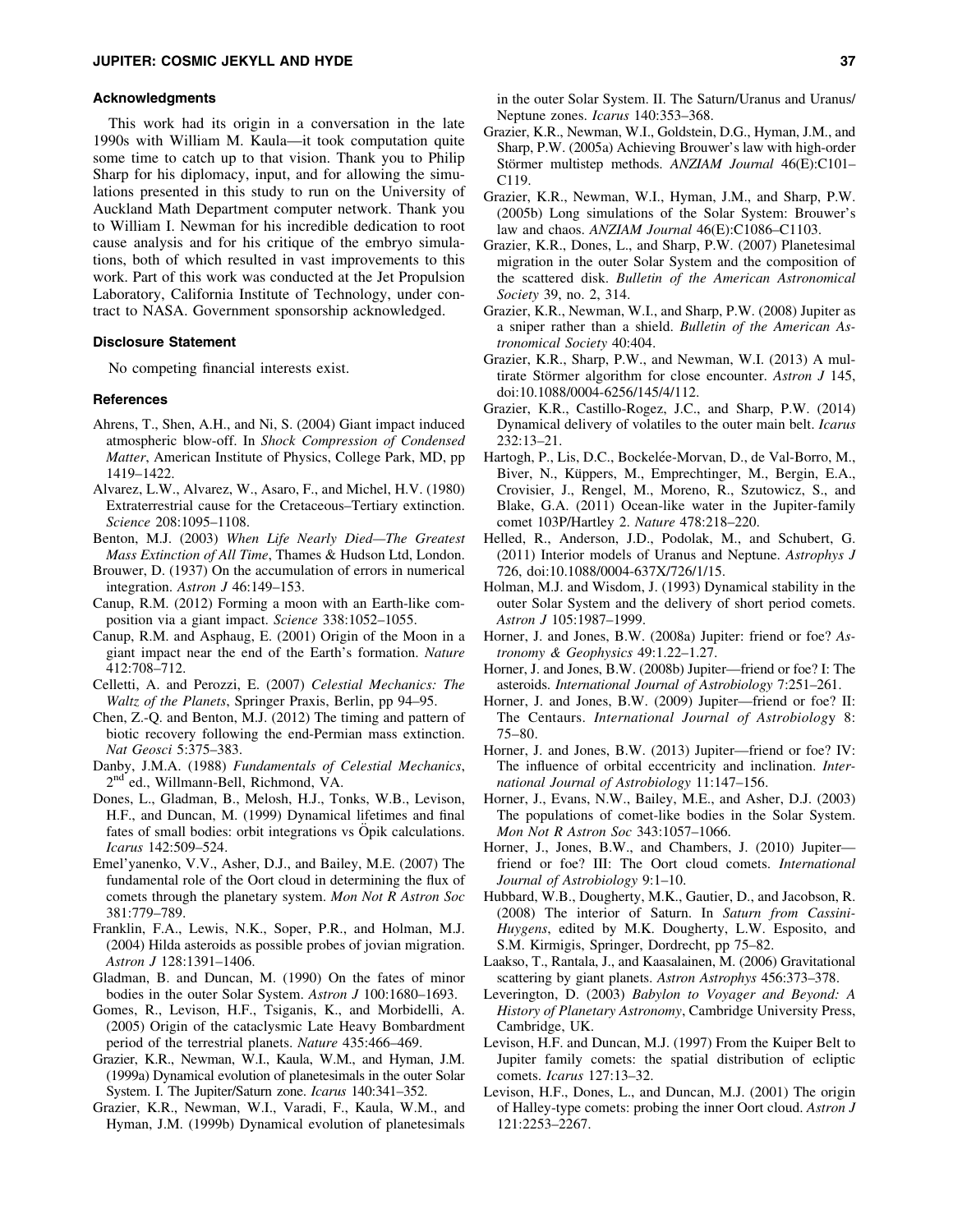### Acknowledgments

This work had its origin in a conversation in the late 1990s with William M. Kaula—it took computation quite some time to catch up to that vision. Thank you to Philip Sharp for his diplomacy, input, and for allowing the simulations presented in this study to run on the University of Auckland Math Department computer network. Thank you to William I. Newman for his incredible dedication to root cause analysis and for his critique of the embryo simulations, both of which resulted in vast improvements to this work. Part of this work was conducted at the Jet Propulsion Laboratory, California Institute of Technology, under contract to NASA. Government sponsorship acknowledged.

### Disclosure Statement

No competing financial interests exist.

### References

Ahrens, T., Shen, A.H., and Ni, S. (2004) Giant impact induced atmospheric blow-off. In *Shock Compression of Condensed Matter*, American Institute of Physics, College Park, MD, pp 1419–1422.

Alvarez, L.W., Alvarez, W., Asaro, F., and Michel, H.V. (1980) Extraterrestrial cause for the Cretaceous–Tertiary extinction. *Science* 208:1095–1108.

Benton, M.J. (2003) *When Life Nearly Died—The Greatest Mass Extinction of All Time*, Thames & Hudson Ltd, London.

Brouwer, D. (1937) On the accumulation of errors in numerical integration. *Astron J* 46:149–153.

Canup, R.M. (2012) Forming a moon with an Earth-like composition via a giant impact. *Science* 338:1052–1055.

Canup, R.M. and Asphaug, E. (2001) Origin of the Moon in a giant impact near the end of the Earth's formation. *Nature* 412:708–712.

Celletti, A. and Perozzi, E. (2007) *Celestial Mechanics: The Waltz of the Planets*, Springer Praxis, Berlin, pp 94–95.

Chen, Z.-Q. and Benton, M.J. (2012) The timing and pattern of biotic recovery following the end-Permian mass extinction. *Nat Geosci* 5:375–383.

Danby, J.M.A. (1988) *Fundamentals of Celestial Mechanics*, 2nd ed., Willmann-Bell, Richmond, VA.

Dones, L., Gladman, B., Melosh, H.J., Tonks, W.B., Levison, H.F., and Duncan, M. (1999) Dynamical lifetimes and final fates of small bodies: orbit integrations vs Öpik calculations. *Icarus* 142:509–524.

Emel'yanenko, V.V., Asher, D.J., and Bailey, M.E. (2007) The fundamental role of the Oort cloud in determining the flux of comets through the planetary system. *Mon Not R Astron Soc* 381:779–789.

Franklin, F.A., Lewis, N.K., Soper, P.R., and Holman, M.J. (2004) Hilda asteroids as possible probes of jovian migration. *Astron J* 128:1391–1406.

Gladman, B. and Duncan, M. (1990) On the fates of minor bodies in the outer Solar System. *Astron J* 100:1680–1693.

Gomes, R., Levison, H.F., Tsiganis, K., and Morbidelli, A. (2005) Origin of the cataclysmic Late Heavy Bombardment period of the terrestrial planets. *Nature* 435:466–469.

Grazier, K.R., Newman, W.I., Kaula, W.M., and Hyman, J.M. (1999a) Dynamical evolution of planetesimals in the outer Solar System. I. The Jupiter/Saturn zone. *Icarus* 140:341–352.

Grazier, K.R., Newman, W.I., Varadi, F., Kaula, W.M., and Hyman, J.M. (1999b) Dynamical evolution of planetesimals in the outer Solar System. II. The Saturn/Uranus and Uranus/Neptune zones. *Icarus* 140:353–368.

Grazier, K.R., Newman, W.I., Goldstein, D.G., Hyman, J.M., and Sharp, P.W. (2005a) Achieving Brouwer's law with high-order Störmer multistep methods. *ANZIAM Journal* 46(E):C101–C119.

Grazier, K.R., Newman, W.I., Hyman, J.M., and Sharp, P.W. (2005b) Long simulations of the Solar System: Brouwer's law and chaos. *ANZIAM Journal* 46(E):C1086–C1103.

Grazier, K.R., Dones, L., and Sharp, P.W. (2007) Planetesimal migration in the outer Solar System and the composition of the scattered disk. *Bulletin of the American Astronomical Society* 39, no. 2, 314.

Grazier, K.R., Newman, W.I., and Sharp, P.W. (2008) Jupiter as a sniper rather than a shield. *Bulletin of the American Astronomical Society* 40:404.

Grazier, K.R., Sharp, P.W., and Newman, W.I. (2013) A multirate Störmer algorithm for close encounter. *Astron J* 145, doi:10.1088/0004-6256/145/4/112.

Grazier, K.R., Castillo-Rogez, J.C., and Sharp, P.W. (2014) Dynamical delivery of volatiles to the outer main belt. *Icarus* 232:13–21.

Hartogh, P., Lis, D.C., Bockelée-Morvan, D., de Val-Borro, M., Biver, N., Küppers, M., Emprechtinger, M., Bergin, E.A., Crovisier, J., Rengel, M., Moreno, R., Szutowicz, S., and Blake, G.A. (2011) Ocean-like water in the Jupiter-family comet 103P/Hartley 2. *Nature* 478:218–220.

Helled, R., Anderson, J.D., Podolak, M., and Schubert, G. (2011) Interior models of Uranus and Neptune. *Astrophys J* 726, doi:10.1088/0004-637X/726/1/15.

Holman, M.J. and Wisdom, J. (1993) Dynamical stability in the outer Solar System and the delivery of short period comets. *Astron J* 105:1987–1999.

Horner, J. and Jones, B.W. (2008a) Jupiter: friend or foe? *Astronomy & Geophysics* 49:1.22–1.27.

Horner, J. and Jones, B.W. (2008b) Jupiter—friend or foe? I: The asteroids. *International Journal of Astrobiology* 7:251–261.

Horner, J. and Jones, B.W. (2009) Jupiter—friend or foe? II: The Centaurs. *International Journal of Astrobiology* 8: 75–80.

Horner, J. and Jones, B.W. (2013) Jupiter—friend or foe? IV: The influence of orbital eccentricity and inclination. *International Journal of Astrobiology* 11:147–156.

Horner, J., Evans, N.W., Bailey, M.E., and Asher, D.J. (2003) The populations of comet-like bodies in the Solar System. *Mon Not R Astron Soc* 343:1057–1066.

Horner, J., Jones, B.W., and Chambers, J. (2010) Jupiter—friend or foe? III: The Oort cloud comets. *International Journal of Astrobiology* 9:1–10.

Hubbard, W.B., Dougherty, M.K., Gautier, D., and Jacobson, R. (2008) The interior of Saturn. In *Saturn from Cassini-Huygens*, edited by M.K. Dougherty, L.W. Esposito, and S.M. Kirmigis, Springer, Dordrecht, pp 75–82.

Laakso, T., Rantala, J., and Kaasalainen, M. (2006) Gravitational scattering by giant planets. *Astron Astrophys* 456:373–378.

Leverington, D. (2003) *Babylon to Voyager and Beyond: A History of Planetary Astronomy*, Cambridge University Press, Cambridge, UK.

Levison, H.F. and Duncan, M.J. (1997) From the Kuiper Belt to Jupiter family comets: the spatial distribution of ecliptic comets. *Icarus* 127:13–32.

Levison, H.F., Dones, L., and Duncan, M.J. (2001) The origin of Halley-type comets: probing the inner Oort cloud. *Astron J* 121:2253–2267.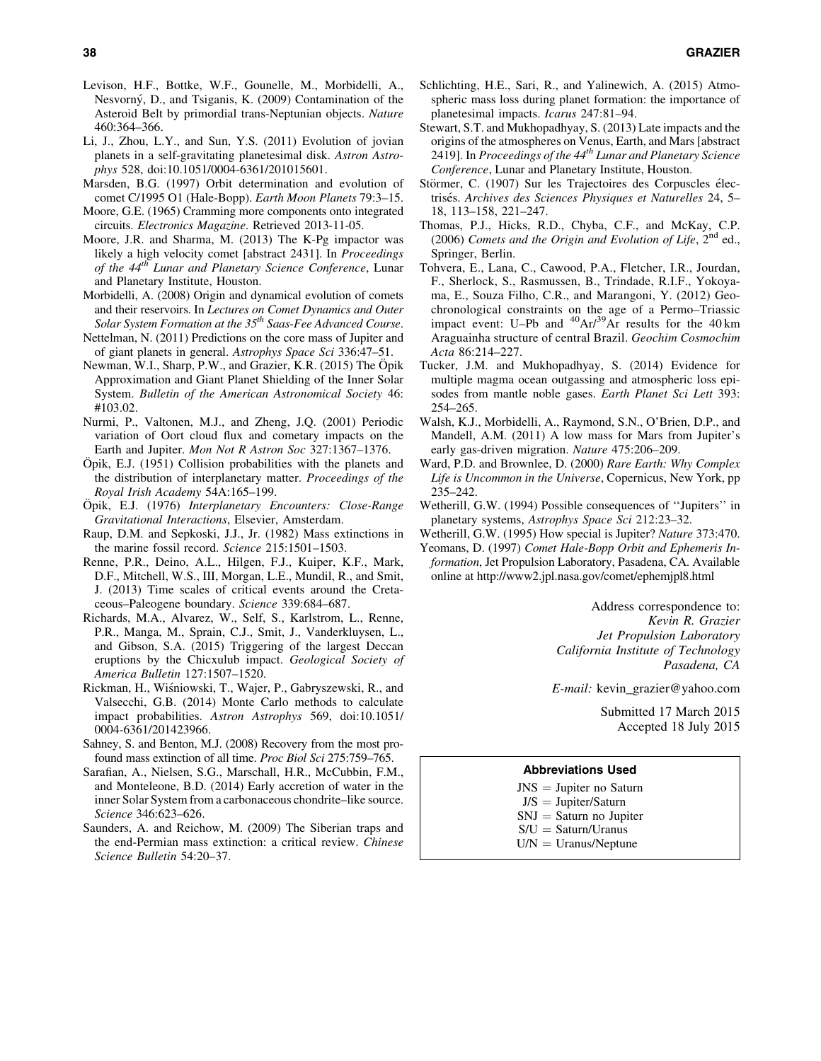Levison, H.F., Bottke, W.F., Gounelle, M., Morbidelli, A., Nesvorný, D., and Tsiganis, K. (2009) Contamination of the Asteroid Belt by primordial trans-Neptunian objects. *Nature* 460:364–366.

Li, J., Zhou, L.Y., and Sun, Y.S. (2011) Evolution of jovian planets in a self-gravitating planetesimal disk. *Astron Astrophys* 528, doi:10.1051/0004-6361/201015601.

Marsden, B.G. (1997) Orbit determination and evolution of comet C/1995 O1 (Hale-Bopp). *Earth Moon Planets* 79:3–15.

Moore, G.E. (1965) Cramming more components onto integrated circuits. *Electronics Magazine*. Retrieved 2013-11-05.

Moore, J.R. and Sharma, M. (2013) The K-Pg impactor was likely a high velocity comet [abstract 2431]. In *Proceedings of the 44th Lunar and Planetary Science Conference*, Lunar and Planetary Institute, Houston.

Morbidelli, A. (2008) Origin and dynamical evolution of comets and their reservoirs. In *Lectures on Comet Dynamics and Outer Solar System Formation at the 35th Saas-Fee Advanced Course*.

Nettelman, N. (2011) Predictions on the core mass of Jupiter and of giant planets in general. *Astrophys Space Sci* 336:47–51.

Newman, W.I., Sharp, P.W., and Grazier, K.R. (2015) The Öpik Approximation and Giant Planet Shielding of the Inner Solar System. *Bulletin of the American Astronomical Society* 46: #103.02.

Nurmi, P., Valtonen, M.J., and Zheng, J.Q. (2001) Periodic variation of Oort cloud flux and cometary impacts on the Earth and Jupiter. *Mon Not R Astron Soc* 327:1367–1376.

Öpik, E.J. (1951) Collision probabilities with the planets and the distribution of interplanetary matter. *Proceedings of the Royal Irish Academy* 54A:165–199.

Öpik, E.J. (1976) *Interplanetary Encounters: Close-Range Gravitational Interactions*, Elsevier, Amsterdam.

Raup, D.M. and Sepkoski, J.J., Jr. (1982) Mass extinctions in the marine fossil record. *Science* 215:1501–1503.

Renne, P.R., Deino, A.L., Hilgen, F.J., Kuiper, K.F., Mark, D.F., Mitchell, W.S., III, Morgan, L.E., Mundil, R., and Smit, J. (2013) Time scales of critical events around the Cretaceous–Paleogene boundary. *Science* 339:684–687.

Richards, M.A., Alvarez, W., Self, S., Karlstrom, L., Renne, P.R., Manga, M., Sprain, C.J., Smit, J., Vanderkluysen, L., and Gibson, S.A. (2015) Triggering of the largest Deccan eruptions by the Chicxulub impact. *Geological Society of America Bulletin* 127:1507–1520.

Rickman, H., Wiśniowski, T., Wajer, P., Gabryszewski, R., and Valsecchi, G.B. (2014) Monte Carlo methods to calculate impact probabilities. *Astron Astrophys* 569, doi:10.1051/0004-6361/201423966.

Sahney, S. and Benton, M.J. (2008) Recovery from the most profound mass extinction of all time. *Proc Biol Sci* 275:759–765.

Sarafian, A., Nielsen, S.G., Marschall, H.R., McCubbin, F.M., and Monteleone, B.D. (2014) Early accretion of water in the inner Solar System from a carbonaceous chondrite–like source. *Science* 346:623–626.

Saunders, A. and Reichow, M. (2009) The Siberian traps and the end-Permian mass extinction: a critical review. *Chinese Science Bulletin* 54:20–37.

Schlichting, H.E., Sari, R., and Yalinewich, A. (2015) Atmospheric mass loss during planet formation: the importance of planetesimal impacts. *Icarus* 247:81–94.

Stewart, S.T. and Mukhopadhyay, S. (2013) Late impacts and the origins of the atmospheres on Venus, Earth, and Mars [abstract 2419]. In *Proceedings of the 44th Lunar and Planetary Science Conference*, Lunar and Planetary Institute, Houston.

Störmer, C. (1907) Sur les Trajectoires des Corpuscles électrisés. *Archives des Sciences Physiques et Naturelles* 24, 5–18, 113–158, 221–247.

Thomas, P.J., Hicks, R.D., Chyba, C.F., and McKay, C.P. (2006) *Comets and the Origin and Evolution of Life*, 2nd ed., Springer, Berlin.

Tohvera, E., Lana, C., Cawood, P.A., Fletcher, I.R., Jourdan, F., Sherlock, S., Rasmussen, B., Trindade, R.I.F., Yokoyama, E., Souza Filho, C.R., and Marangoni, Y. (2012) Geochronological constraints on the age of a Permo–Triassic impact event: U–Pb and $^{40}Ar/^{39}Ar$ results for the 40 km Araguainha structure of central Brazil. *Geochim Cosmochim Acta* 86:214–227.

Tucker, J.M. and Mukhopadhyay, S. (2014) Evidence for multiple magma ocean outgassing and atmospheric loss episodes from mantle noble gases. *Earth Planet Sci Lett* 393: 254–265.

Walsh, K.J., Morbidelli, A., Raymond, S.N., O'Brien, D.P., and Mandell, A.M. (2011) A low mass for Mars from Jupiter's early gas-driven migration. *Nature* 475:206–209.

Ward, P.D. and Brownlee, D. (2000) *Rare Earth: Why Complex Life is Uncommon in the Universe*, Copernicus, New York, pp 235–242.

Wetherill, G.W. (1994) Possible consequences of ''Jupiters'' in planetary systems, *Astrophys Space Sci* 212:23–32.

Wetherill, G.W. (1995) How special is Jupiter? *Nature* 373:470.

Yeomans, D. (1997) *Comet Hale-Bopp Orbit and Ephemeris Information*, Jet Propulsion Laboratory, Pasadena, CA. Available online at http://www2.jpl.nasa.gov/comet/ephemjpl8.html

Address correspondence to:
*Kevin R. Grazier*
*Jet Propulsion Laboratory*
*California Institute of Technology*
*Pasadena, CA*

*E-mail:* kevin_grazier@yahoo.com

Submitted 17 March 2015
Accepted 18 July 2015

**Abbreviations Used**

JNS = Jupiter no Saturn
J/S = Jupiter/Saturn
SNJ = Saturn no Jupiter
S/U = Saturn/Uranus
U/N = Uranus/Neptune